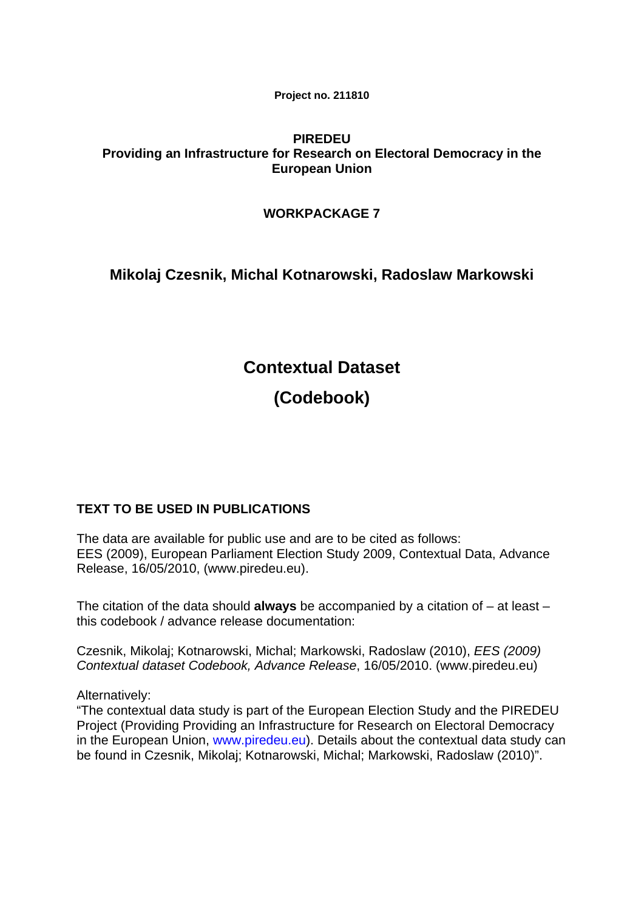**Project no. 211810**

**PIREDEU**
**Providing an Infrastructure for Research on Electoral Democracy in the European Union**

**WORKPACKAGE 7**

## Mikolaj Czesnik, Michal Kotnarowski, Radoslaw Markowski

# Contextual Dataset

# (Codebook)

### TEXT TO BE USED IN PUBLICATIONS

The data are available for public use and are to be cited as follows:
EES (2009), European Parliament Election Study 2009, Contextual Data, Advance Release, 16/05/2010, (www.piredeu.eu).

The citation of the data should **always** be accompanied by a citation of – at least – this codebook / advance release documentation:

Czesnik, Mikolaj; Kotnarowski, Michal; Markowski, Radoslaw (2010), *EES (2009) Contextual dataset Codebook, Advance Release*, 16/05/2010. (www.piredeu.eu)

Alternatively:
"The contextual data study is part of the European Election Study and the PIREDEU Project (Providing Providing an Infrastructure for Research on Electoral Democracy in the European Union, www.piredeu.eu). Details about the contextual data study can be found in Czesnik, Mikolaj; Kotnarowski, Michal; Markowski, Radoslaw (2010)".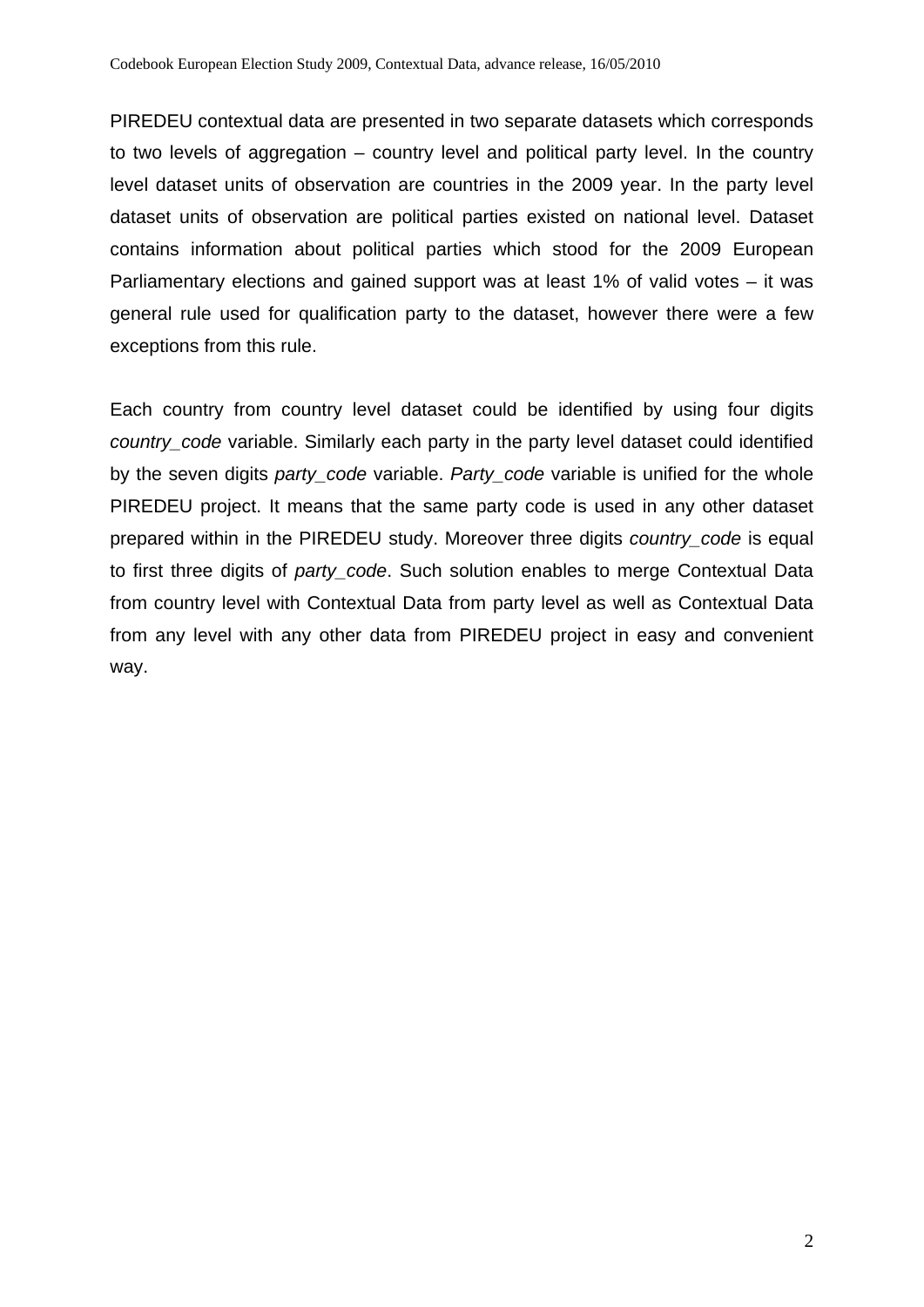PIREDEU contextual data are presented in two separate datasets which corresponds to two levels of aggregation – country level and political party level. In the country level dataset units of observation are countries in the 2009 year. In the party level dataset units of observation are political parties existed on national level. Dataset contains information about political parties which stood for the 2009 European Parliamentary elections and gained support was at least 1% of valid votes – it was general rule used for qualification party to the dataset, however there were a few exceptions from this rule.

Each country from country level dataset could be identified by using four digits *country_code* variable. Similarly each party in the party level dataset could identified by the seven digits *party_code* variable. *Party_code* variable is unified for the whole PIREDEU project. It means that the same party code is used in any other dataset prepared within in the PIREDEU study. Moreover three digits *country_code* is equal to first three digits of *party_code*. Such solution enables to merge Contextual Data from country level with Contextual Data from party level as well as Contextual Data from any level with any other data from PIREDEU project in easy and convenient way.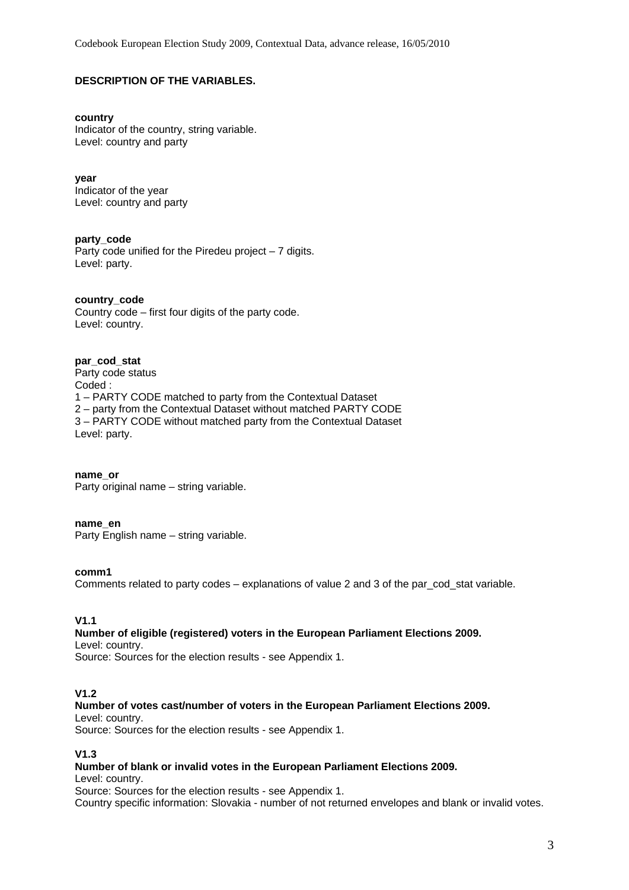**DESCRIPTION OF THE VARIABLES.**

**country**
Indicator of the country, string variable.
Level: country and party

**year**
Indicator of the year
Level: country and party

**party_code**
Party code unified for the Piredeu project – 7 digits.
Level: party.

**country_code**
Country code – first four digits of the party code.
Level: country.

**par_cod_stat**
Party code status
Coded :
1 – PARTY CODE matched to party from the Contextual Dataset
2 – party from the Contextual Dataset without matched PARTY CODE
3 – PARTY CODE without matched party from the Contextual Dataset
Level: party.

**name_or**
Party original name – string variable.

**name_en**
Party English name – string variable.

**comm1**
Comments related to party codes – explanations of value 2 and 3 of the par_cod_stat variable.

**V1.1**
**Number of eligible (registered) voters in the European Parliament Elections 2009.**
Level: country.
Source: Sources for the election results - see Appendix 1.

**V1.2**
**Number of votes cast/number of voters in the European Parliament Elections 2009.**
Level: country.
Source: Sources for the election results - see Appendix 1.

**V1.3**
**Number of blank or invalid votes in the European Parliament Elections 2009.**
Level: country.
Source: Sources for the election results - see Appendix 1.
Country specific information: Slovakia - number of not returned envelopes and blank or invalid votes.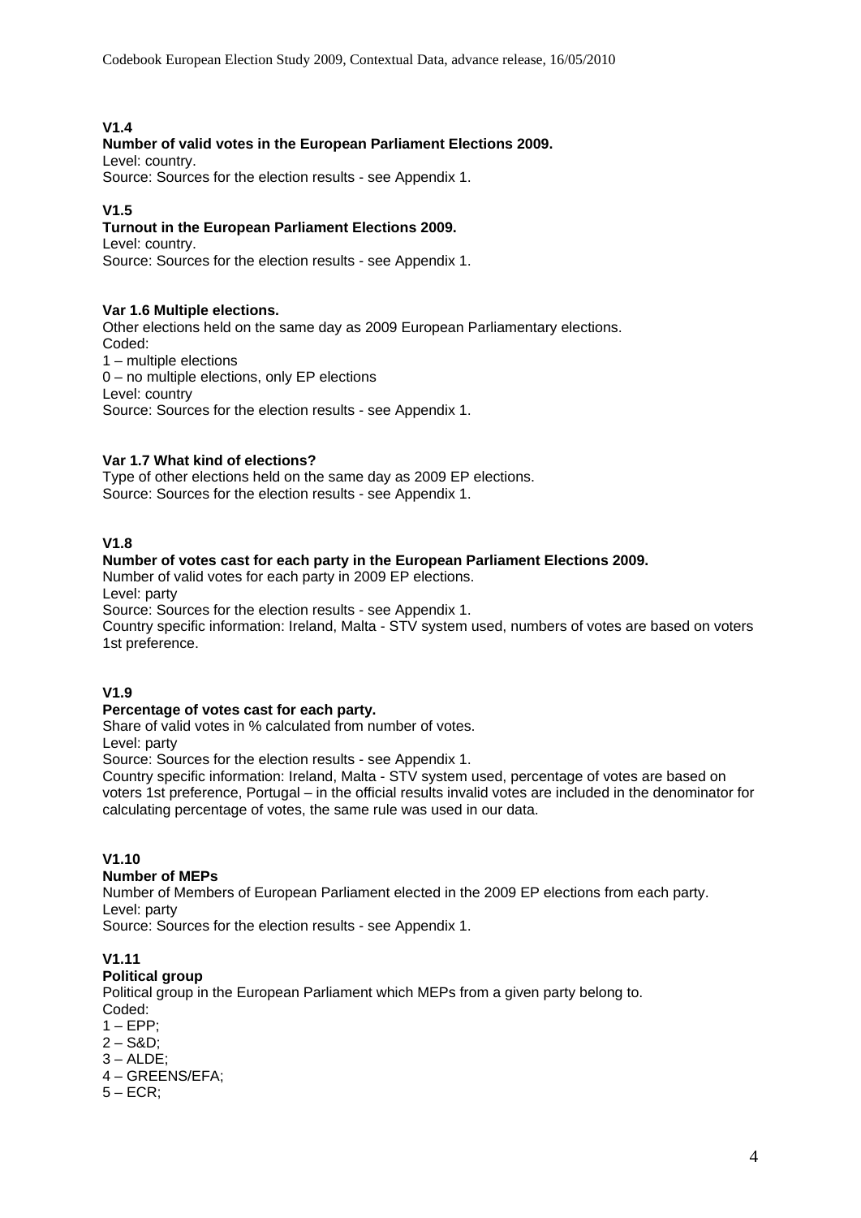**V1.4**

**Number of valid votes in the European Parliament Elections 2009.**

Level: country.

Source: Sources for the election results - see Appendix 1.

**V1.5**

**Turnout in the European Parliament Elections 2009.**

Level: country.

Source: Sources for the election results - see Appendix 1.

**Var 1.6 Multiple elections.**

Other elections held on the same day as 2009 European Parliamentary elections.

Coded:

1 – multiple elections

0 – no multiple elections, only EP elections

Level: country

Source: Sources for the election results - see Appendix 1.

**Var 1.7 What kind of elections?**

Type of other elections held on the same day as 2009 EP elections.

Source: Sources for the election results - see Appendix 1.

**V1.8**

**Number of votes cast for each party in the European Parliament Elections 2009.**

Number of valid votes for each party in 2009 EP elections.

Level: party

Source: Sources for the election results - see Appendix 1.

Country specific information: Ireland, Malta - STV system used, numbers of votes are based on voters 1st preference.

**V1.9**

**Percentage of votes cast for each party.**

Share of valid votes in % calculated from number of votes.

Level: party

Source: Sources for the election results - see Appendix 1.

Country specific information: Ireland, Malta - STV system used, percentage of votes are based on voters 1st preference, Portugal – in the official results invalid votes are included in the denominator for calculating percentage of votes, the same rule was used in our data.

**V1.10**

**Number of MEPs**

Number of Members of European Parliament elected in the 2009 EP elections from each party.

Level: party

Source: Sources for the election results - see Appendix 1.

**V1.11**

**Political group**

Political group in the European Parliament which MEPs from a given party belong to.

Coded:

1 – EPP;

2 – S&D;

3 – ALDE;

4 – GREENS/EFA;

5 – ECR;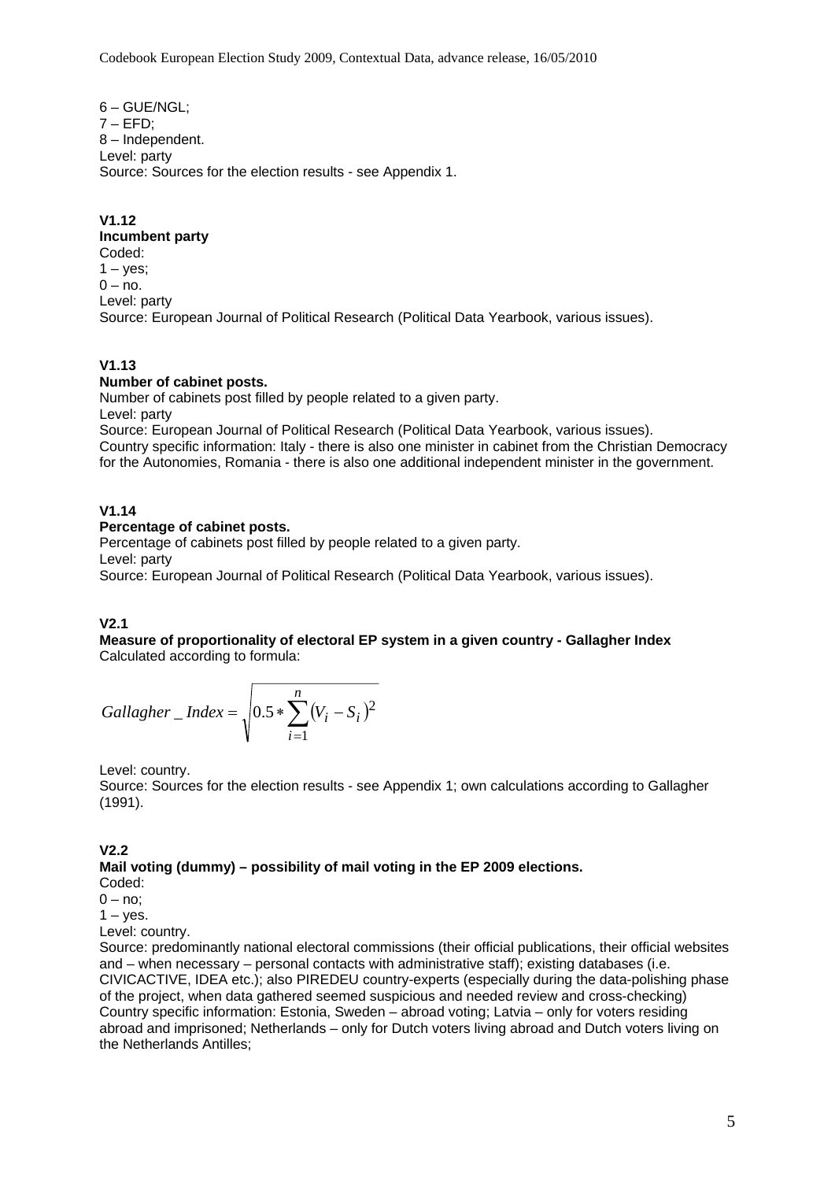6 – GUE/NGL;
7 – EFD;
8 – Independent.
Level: party
Source: Sources for the election results - see Appendix 1.

**V1.12**
**Incumbent party**
Coded:
1 – yes;
0 – no.
Level: party
Source: European Journal of Political Research (Political Data Yearbook, various issues).

**V1.13**
**Number of cabinet posts.**
Number of cabinets post filled by people related to a given party.
Level: party
Source: European Journal of Political Research (Political Data Yearbook, various issues).
Country specific information: Italy - there is also one minister in cabinet from the Christian Democracy for the Autonomies, Romania - there is also one additional independent minister in the government.

**V1.14**
**Percentage of cabinet posts.**
Percentage of cabinets post filled by people related to a given party.
Level: party
Source: European Journal of Political Research (Political Data Yearbook, various issues).

**V2.1**
**Measure of proportionality of electoral EP system in a given country - Gallagher Index**
Calculated according to formula:

$$Gallagher\_Index = \sqrt{0.5 * \sum_{i=1}^{n} (V_i - S_i)^2}$$

Level: country.
Source: Sources for the election results - see Appendix 1; own calculations according to Gallagher (1991).

**V2.2**
**Mail voting (dummy) – possibility of mail voting in the EP 2009 elections.**
Coded:
0 – no;
1 – yes.
Level: country.
Source: predominantly national electoral commissions (their official publications, their official websites and – when necessary – personal contacts with administrative staff); existing databases (i.e. CIVICACTIVE, IDEA etc.); also PIREDEU country-experts (especially during the data-polishing phase of the project, when data gathered seemed suspicious and needed review and cross-checking)
Country specific information: Estonia, Sweden – abroad voting; Latvia – only for voters residing abroad and imprisoned; Netherlands – only for Dutch voters living abroad and Dutch voters living on the Netherlands Antilles;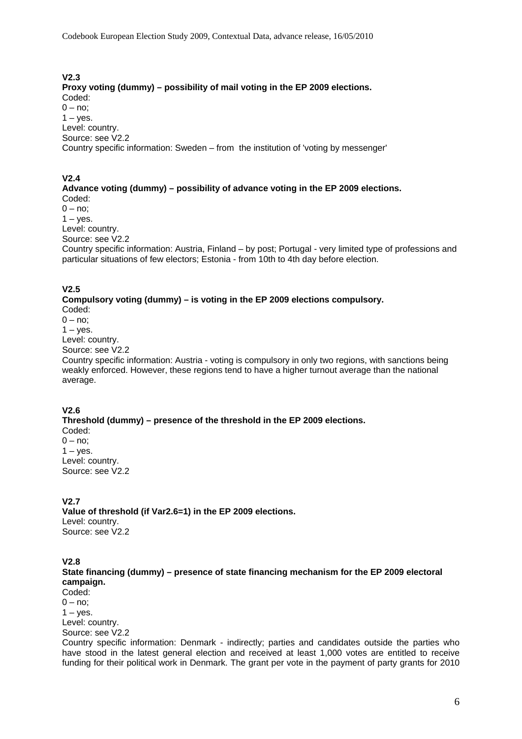**V2.3**
**Proxy voting (dummy) – possibility of mail voting in the EP 2009 elections.**
Coded:
0 – no;
1 – yes.
Level: country.
Source: see V2.2
Country specific information: Sweden – from the institution of 'voting by messenger'

**V2.4**
**Advance voting (dummy) – possibility of advance voting in the EP 2009 elections.**
Coded:
0 – no;
1 – yes.
Level: country.
Source: see V2.2
Country specific information: Austria, Finland – by post; Portugal - very limited type of professions and particular situations of few electors; Estonia - from 10th to 4th day before election.

**V2.5**
**Compulsory voting (dummy) – is voting in the EP 2009 elections compulsory.**
Coded:
0 – no;
1 – yes.
Level: country.
Source: see V2.2
Country specific information: Austria - voting is compulsory in only two regions, with sanctions being weakly enforced. However, these regions tend to have a higher turnout average than the national average.

**V2.6**
**Threshold (dummy) – presence of the threshold in the EP 2009 elections.**
Coded:
0 – no;
1 – yes.
Level: country.
Source: see V2.2

**V2.7**
**Value of threshold (if Var2.6=1) in the EP 2009 elections.**
Level: country.
Source: see V2.2

**V2.8**
**State financing (dummy) – presence of state financing mechanism for the EP 2009 electoral campaign.**
Coded:
0 – no;
1 – yes.
Level: country.
Source: see V2.2
Country specific information: Denmark - indirectly; parties and candidates outside the parties who have stood in the latest general election and received at least 1,000 votes are entitled to receive funding for their political work in Denmark. The grant per vote in the payment of party grants for 2010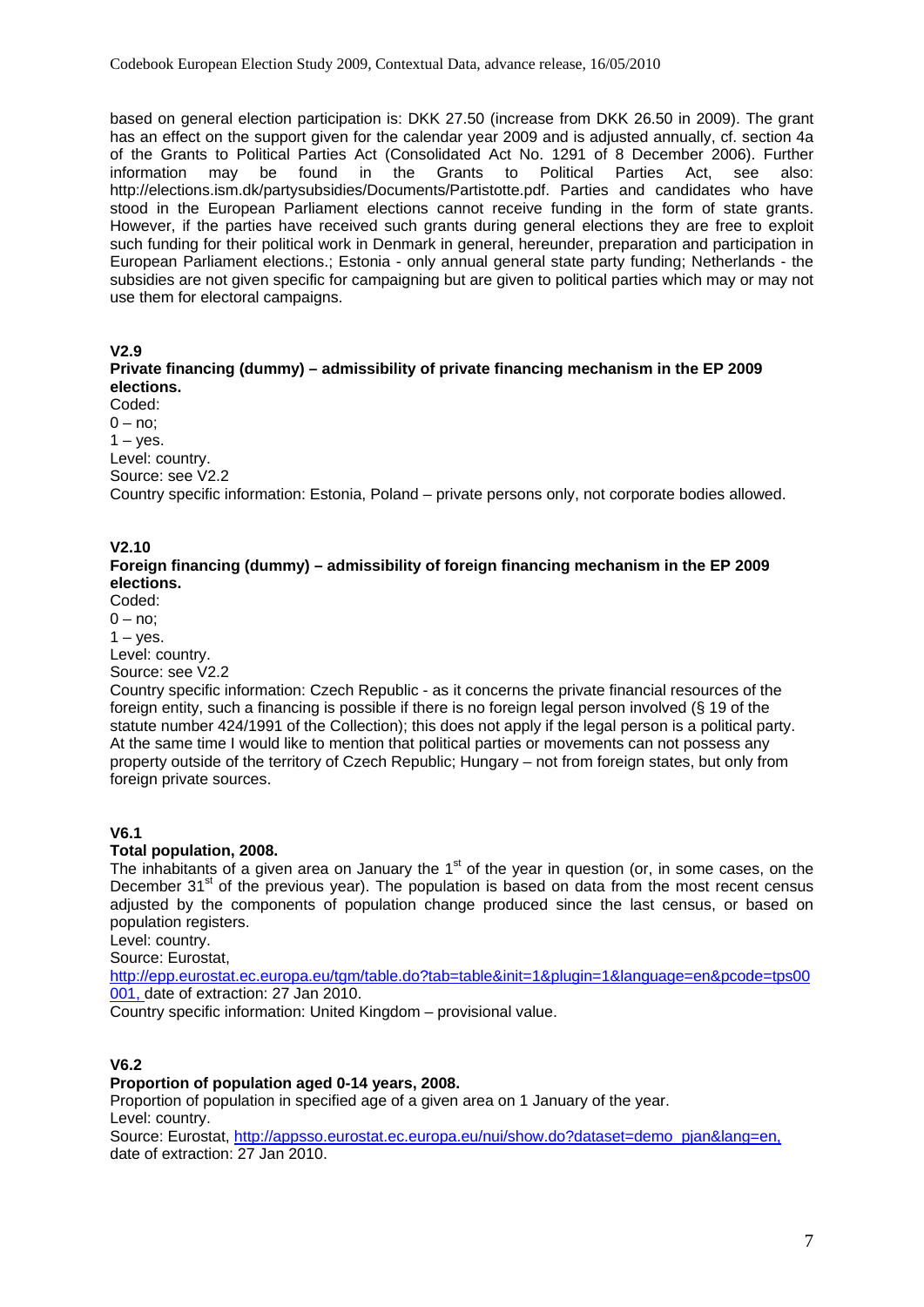based on general election participation is: DKK 27.50 (increase from DKK 26.50 in 2009). The grant has an effect on the support given for the calendar year 2009 and is adjusted annually, cf. section 4a of the Grants to Political Parties Act (Consolidated Act No. 1291 of 8 December 2006). Further information may be found in the Grants to Political Parties Act, see also: http://elections.ism.dk/partysubsidies/Documents/Partistotte.pdf. Parties and candidates who have stood in the European Parliament elections cannot receive funding in the form of state grants. However, if the parties have received such grants during general elections they are free to exploit such funding for their political work in Denmark in general, hereunder, preparation and participation in European Parliament elections.; Estonia - only annual general state party funding; Netherlands - the subsidies are not given specific for campaigning but are given to political parties which may or may not use them for electoral campaigns.

**V2.9**

**Private financing (dummy) – admissibility of private financing mechanism in the EP 2009 elections.**

Coded:
0 – no;
1 – yes.
Level: country.
Source: see V2.2
Country specific information: Estonia, Poland – private persons only, not corporate bodies allowed.

**V2.10**

**Foreign financing (dummy) – admissibility of foreign financing mechanism in the EP 2009 elections.**

Coded:
0 – no;
1 – yes.
Level: country.
Source: see V2.2
Country specific information: Czech Republic - as it concerns the private financial resources of the foreign entity, such a financing is possible if there is no foreign legal person involved (§ 19 of the statute number 424/1991 of the Collection); this does not apply if the legal person is a political party. At the same time I would like to mention that political parties or movements can not possess any property outside of the territory of Czech Republic; Hungary – not from foreign states, but only from foreign private sources.

**V6.1**

**Total population, 2008.**

The inhabitants of a given area on January the 1st of the year in question (or, in some cases, on the December 31st of the previous year). The population is based on data from the most recent census adjusted by the components of population change produced since the last census, or based on population registers.
Level: country.
Source: Eurostat, http://epp.eurostat.ec.europa.eu/tgm/table.do?tab=table&init=1&plugin=1&language=en&pcode=tps00001, date of extraction: 27 Jan 2010.
Country specific information: United Kingdom – provisional value.

**V6.2**

**Proportion of population aged 0-14 years, 2008.**

Proportion of population in specified age of a given area on 1 January of the year.
Level: country.
Source: Eurostat, http://appsso.eurostat.ec.europa.eu/nui/show.do?dataset=demo_pjan&lang=en, date of extraction: 27 Jan 2010.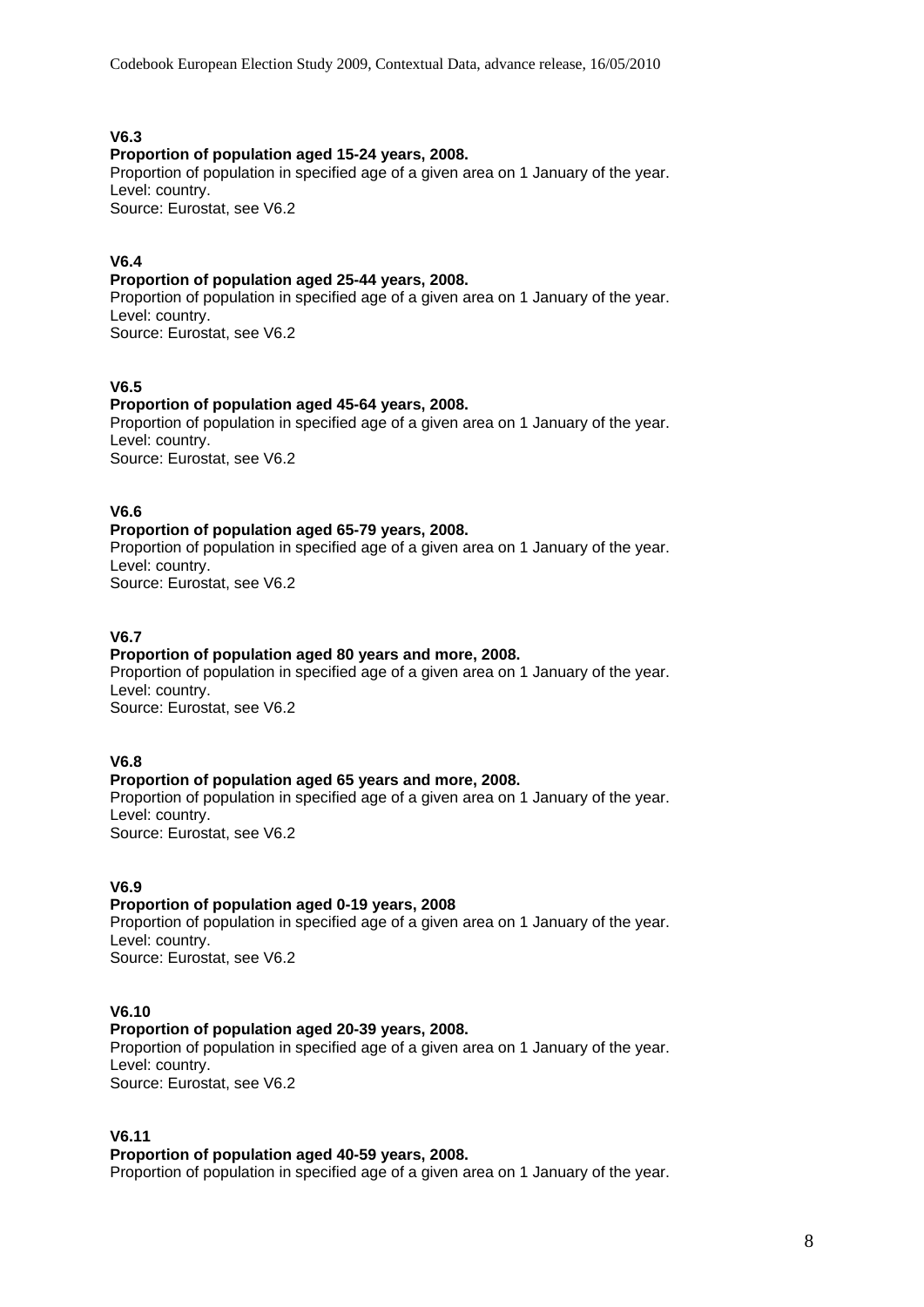**V6.3**

**Proportion of population aged 15-24 years, 2008.**

Proportion of population in specified age of a given area on 1 January of the year.
Level: country.
Source: Eurostat, see V6.2

**V6.4**

**Proportion of population aged 25-44 years, 2008.**

Proportion of population in specified age of a given area on 1 January of the year.
Level: country.
Source: Eurostat, see V6.2

**V6.5**

**Proportion of population aged 45-64 years, 2008.**

Proportion of population in specified age of a given area on 1 January of the year.
Level: country.
Source: Eurostat, see V6.2

**V6.6**

**Proportion of population aged 65-79 years, 2008.**

Proportion of population in specified age of a given area on 1 January of the year.
Level: country.
Source: Eurostat, see V6.2

**V6.7**

**Proportion of population aged 80 years and more, 2008.**

Proportion of population in specified age of a given area on 1 January of the year.
Level: country.
Source: Eurostat, see V6.2

**V6.8**

**Proportion of population aged 65 years and more, 2008.**

Proportion of population in specified age of a given area on 1 January of the year.
Level: country.
Source: Eurostat, see V6.2

**V6.9**

**Proportion of population aged 0-19 years, 2008**

Proportion of population in specified age of a given area on 1 January of the year.
Level: country.
Source: Eurostat, see V6.2

**V6.10**

**Proportion of population aged 20-39 years, 2008.**

Proportion of population in specified age of a given area on 1 January of the year.
Level: country.
Source: Eurostat, see V6.2

**V6.11**

**Proportion of population aged 40-59 years, 2008.**

Proportion of population in specified age of a given area on 1 January of the year.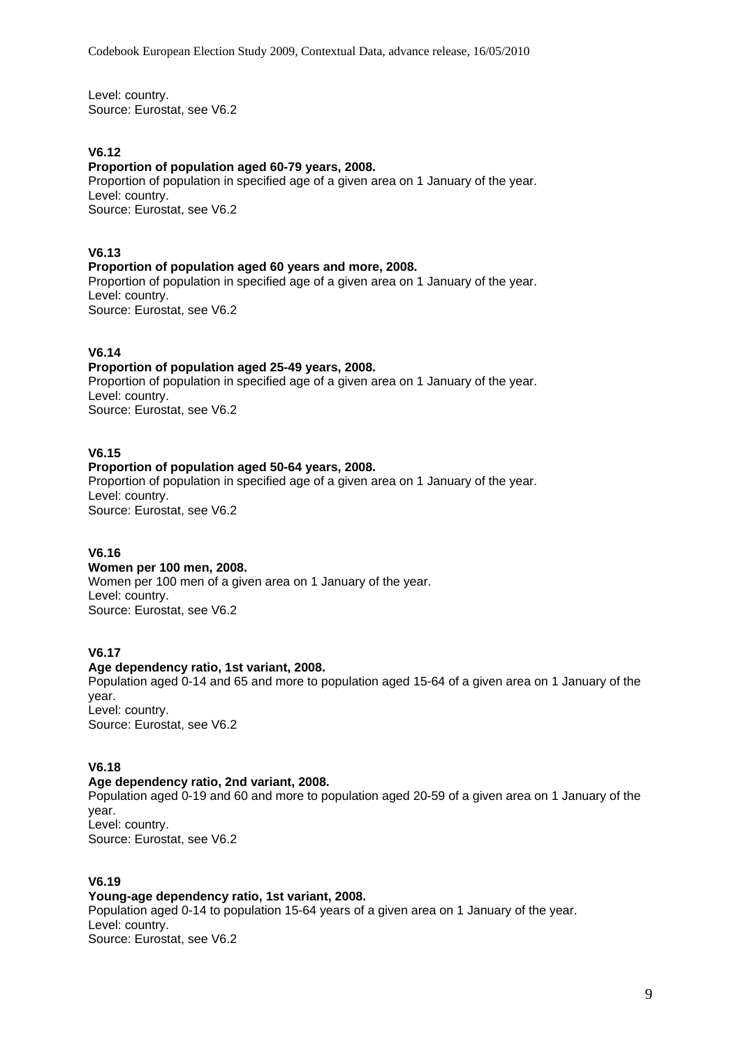Level: country.
Source: Eurostat, see V6.2

**V6.12**
**Proportion of population aged 60-79 years, 2008.**
Proportion of population in specified age of a given area on 1 January of the year.
Level: country.
Source: Eurostat, see V6.2

**V6.13**
**Proportion of population aged 60 years and more, 2008.**
Proportion of population in specified age of a given area on 1 January of the year.
Level: country.
Source: Eurostat, see V6.2

**V6.14**
**Proportion of population aged 25-49 years, 2008.**
Proportion of population in specified age of a given area on 1 January of the year.
Level: country.
Source: Eurostat, see V6.2

**V6.15**
**Proportion of population aged 50-64 years, 2008.**
Proportion of population in specified age of a given area on 1 January of the year.
Level: country.
Source: Eurostat, see V6.2

**V6.16**
**Women per 100 men, 2008.**
Women per 100 men of a given area on 1 January of the year.
Level: country.
Source: Eurostat, see V6.2

**V6.17**
**Age dependency ratio, 1st variant, 2008.**
Population aged 0-14 and 65 and more to population aged 15-64 of a given area on 1 January of the year.
Level: country.
Source: Eurostat, see V6.2

**V6.18**
**Age dependency ratio, 2nd variant, 2008.**
Population aged 0-19 and 60 and more to population aged 20-59 of a given area on 1 January of the year.
Level: country.
Source: Eurostat, see V6.2

**V6.19**
**Young-age dependency ratio, 1st variant, 2008.**
Population aged 0-14 to population 15-64 years of a given area on 1 January of the year.
Level: country.
Source: Eurostat, see V6.2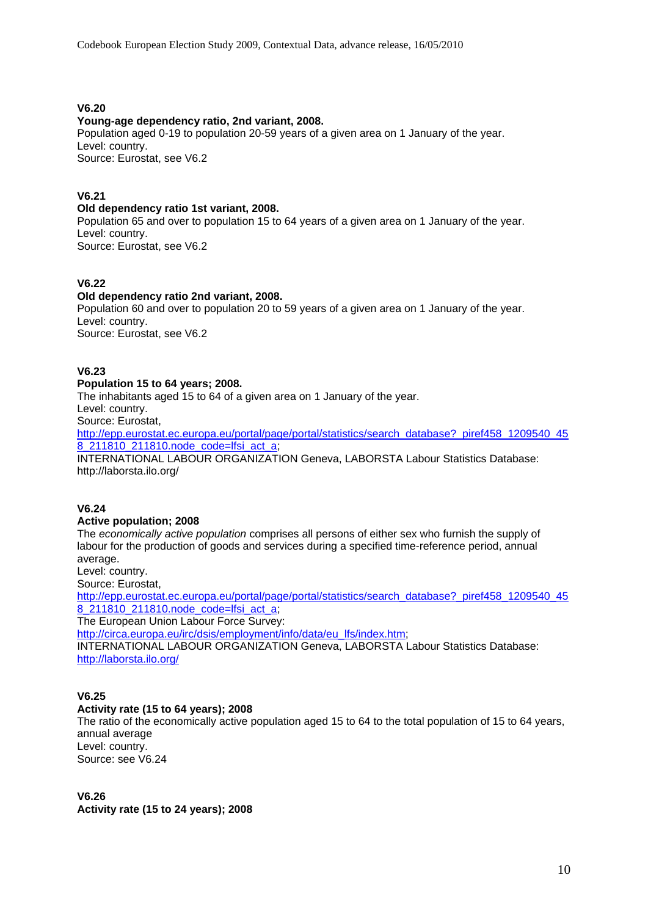**V6.20**

**Young-age dependency ratio, 2nd variant, 2008.**

Population aged 0-19 to population 20-59 years of a given area on 1 January of the year.
Level: country.
Source: Eurostat, see V6.2

**V6.21**

**Old dependency ratio 1st variant, 2008.**

Population 65 and over to population 15 to 64 years of a given area on 1 January of the year.
Level: country.
Source: Eurostat, see V6.2

**V6.22**

**Old dependency ratio 2nd variant, 2008.**

Population 60 and over to population 20 to 59 years of a given area on 1 January of the year.
Level: country.
Source: Eurostat, see V6.2

**V6.23**

**Population 15 to 64 years; 2008.**

The inhabitants aged 15 to 64 of a given area on 1 January of the year.
Level: country.
Source: Eurostat,
http://epp.eurostat.ec.europa.eu/portal/page/portal/statistics/search_database?_piref458_1209540_458_211810_211810.node_code=lfsi_act_a;
INTERNATIONAL LABOUR ORGANIZATION Geneva, LABORSTA Labour Statistics Database: http://laborsta.ilo.org/

**V6.24**

**Active population; 2008**

The *economically active population* comprises all persons of either sex who furnish the supply of labour for the production of goods and services during a specified time-reference period, annual average.
Level: country.
Source: Eurostat,
http://epp.eurostat.ec.europa.eu/portal/page/portal/statistics/search_database?_piref458_1209540_458_211810_211810.node_code=lfsi_act_a;
The European Union Labour Force Survey:
http://circa.europa.eu/irc/dsis/employment/info/data/eu_lfs/index.htm;
INTERNATIONAL LABOUR ORGANIZATION Geneva, LABORSTA Labour Statistics Database:
http://laborsta.ilo.org/

**V6.25**

**Activity rate (15 to 64 years); 2008**

The ratio of the economically active population aged 15 to 64 to the total population of 15 to 64 years, annual average
Level: country.
Source: see V6.24

**V6.26**

**Activity rate (15 to 24 years); 2008**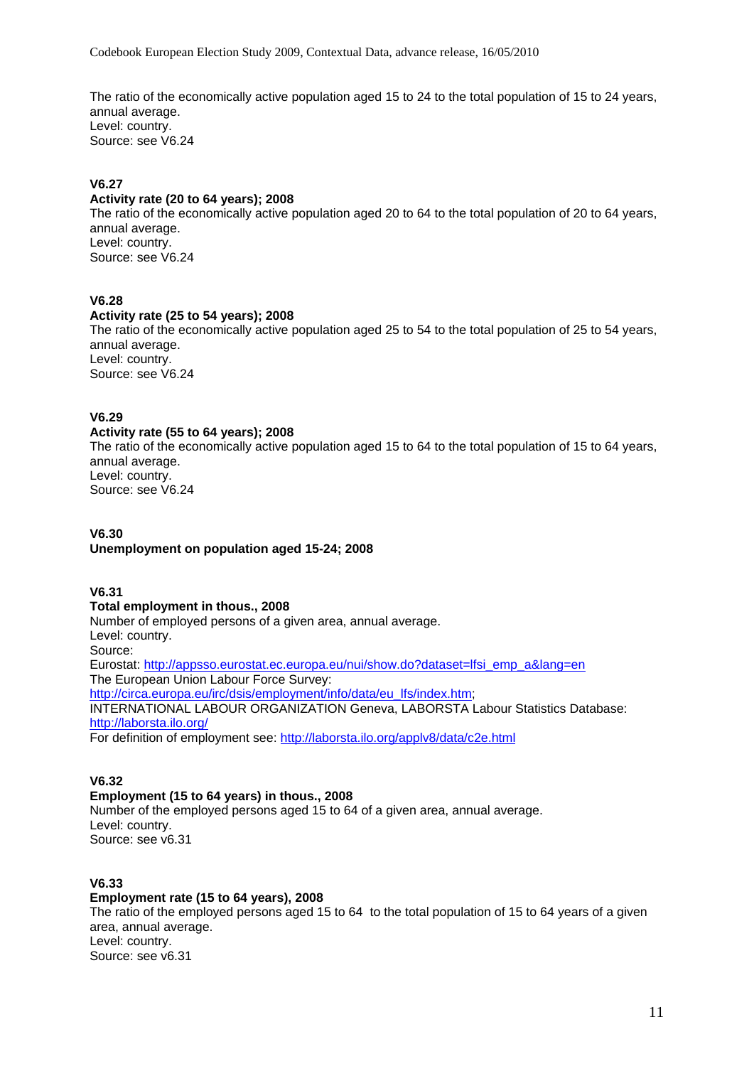The ratio of the economically active population aged 15 to 24 to the total population of 15 to 24 years, annual average.
Level: country.
Source: see V6.24

**V6.27**
**Activity rate (20 to 64 years); 2008**
The ratio of the economically active population aged 20 to 64 to the total population of 20 to 64 years, annual average.
Level: country.
Source: see V6.24

**V6.28**
**Activity rate (25 to 54 years); 2008**
The ratio of the economically active population aged 25 to 54 to the total population of 25 to 54 years, annual average.
Level: country.
Source: see V6.24

**V6.29**
**Activity rate (55 to 64 years); 2008**
The ratio of the economically active population aged 15 to 64 to the total population of 15 to 64 years, annual average.
Level: country.
Source: see V6.24

**V6.30**
**Unemployment on population aged 15-24; 2008**

**V6.31**
**Total employment in thous., 2008**
Number of employed persons of a given area, annual average.
Level: country.
Source:
Eurostat: http://appsso.eurostat.ec.europa.eu/nui/show.do?dataset=lfsi_emp_a&lang=en
The European Union Labour Force Survey:
http://circa.europa.eu/irc/dsis/employment/info/data/eu_lfs/index.htm;
INTERNATIONAL LABOUR ORGANIZATION Geneva, LABORSTA Labour Statistics Database:
http://laborsta.ilo.org/
For definition of employment see: http://laborsta.ilo.org/applv8/data/c2e.html

**V6.32**
**Employment (15 to 64 years) in thous., 2008**
Number of the employed persons aged 15 to 64 of a given area, annual average.
Level: country.
Source: see v6.31

**V6.33**
**Employment rate (15 to 64 years), 2008**
The ratio of the employed persons aged 15 to 64 to the total population of 15 to 64 years of a given area, annual average.
Level: country.
Source: see v6.31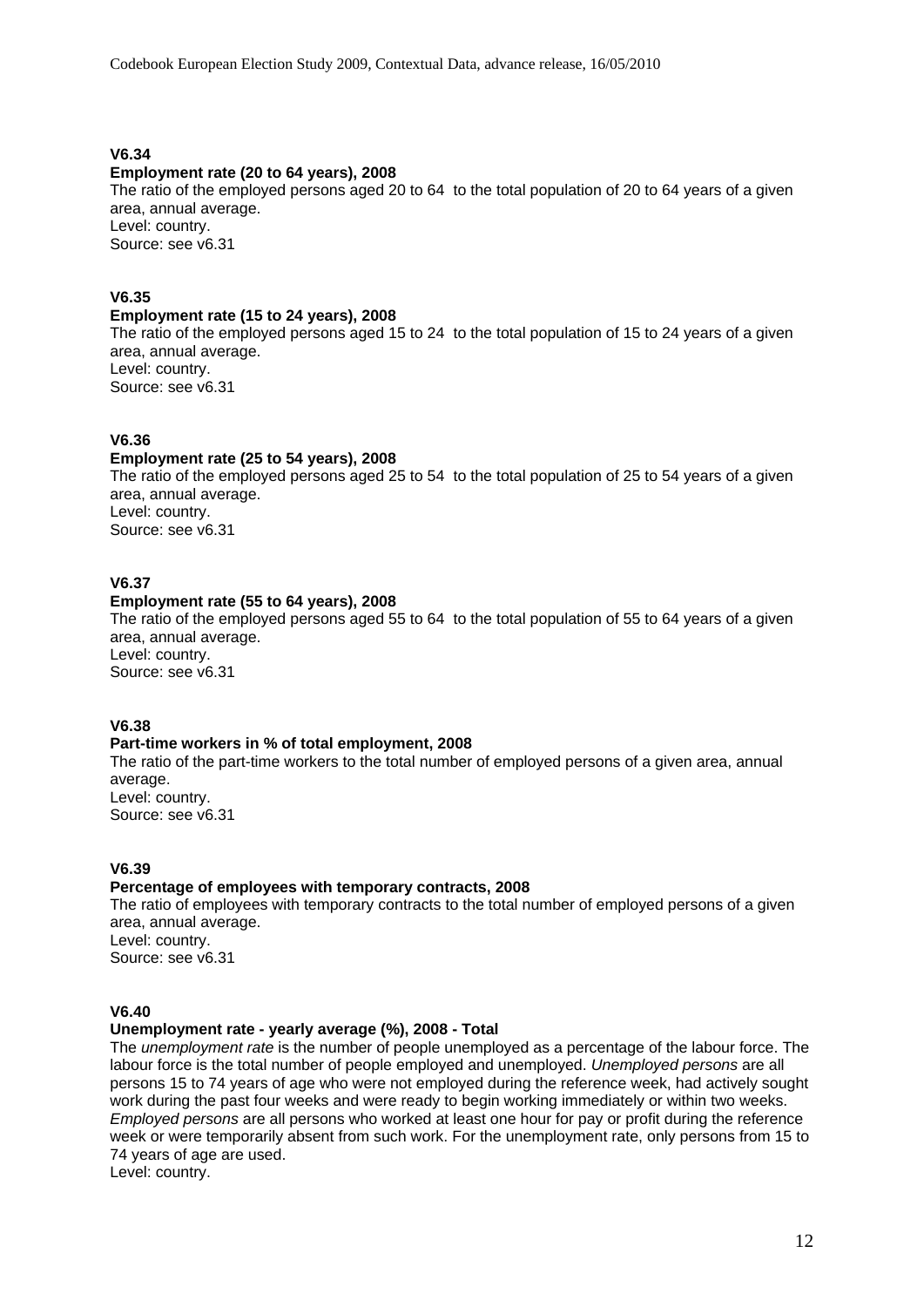**V6.34**

**Employment rate (20 to 64 years), 2008**

The ratio of the employed persons aged 20 to 64 to the total population of 20 to 64 years of a given area, annual average.
Level: country.
Source: see v6.31

**V6.35**

**Employment rate (15 to 24 years), 2008**

The ratio of the employed persons aged 15 to 24 to the total population of 15 to 24 years of a given area, annual average.
Level: country.
Source: see v6.31

**V6.36**

**Employment rate (25 to 54 years), 2008**

The ratio of the employed persons aged 25 to 54 to the total population of 25 to 54 years of a given area, annual average.
Level: country.
Source: see v6.31

**V6.37**

**Employment rate (55 to 64 years), 2008**

The ratio of the employed persons aged 55 to 64 to the total population of 55 to 64 years of a given area, annual average.
Level: country.
Source: see v6.31

**V6.38**

**Part-time workers in % of total employment, 2008**

The ratio of the part-time workers to the total number of employed persons of a given area, annual average.
Level: country.
Source: see v6.31

**V6.39**

**Percentage of employees with temporary contracts, 2008**

The ratio of employees with temporary contracts to the total number of employed persons of a given area, annual average.
Level: country.
Source: see v6.31

**V6.40**

**Unemployment rate - yearly average (%), 2008 - Total**

The *unemployment rate* is the number of people unemployed as a percentage of the labour force. The labour force is the total number of people employed and unemployed. *Unemployed persons* are all persons 15 to 74 years of age who were not employed during the reference week, had actively sought work during the past four weeks and were ready to begin working immediately or within two weeks. *Employed persons* are all persons who worked at least one hour for pay or profit during the reference week or were temporarily absent from such work. For the unemployment rate, only persons from 15 to 74 years of age are used.
Level: country.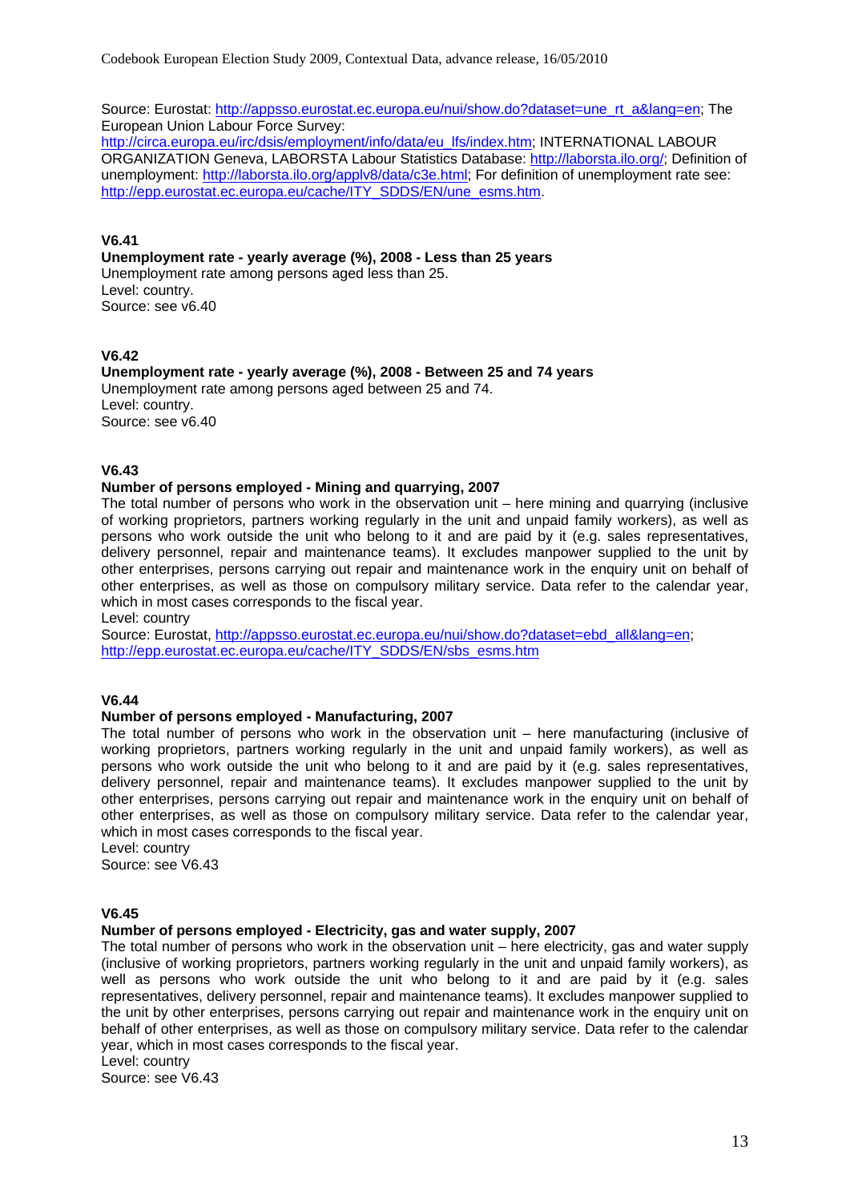Source: Eurostat: http://appsso.eurostat.ec.europa.eu/nui/show.do?dataset=une_rt_a&lang=en; The European Union Labour Force Survey: http://circa.europa.eu/irc/dsis/employment/info/data/eu_lfs/index.htm; INTERNATIONAL LABOUR ORGANIZATION Geneva, LABORSTA Labour Statistics Database: http://laborsta.ilo.org/; Definition of unemployment: http://laborsta.ilo.org/applv8/data/c3e.html; For definition of unemployment rate see: http://epp.eurostat.ec.europa.eu/cache/ITY_SDDS/EN/une_esms.htm.

**V6.41**

**Unemployment rate - yearly average (%), 2008 - Less than 25 years**

Unemployment rate among persons aged less than 25.
Level: country.
Source: see v6.40

**V6.42**

**Unemployment rate - yearly average (%), 2008 - Between 25 and 74 years**

Unemployment rate among persons aged between 25 and 74.
Level: country.
Source: see v6.40

**V6.43**

**Number of persons employed - Mining and quarrying, 2007**

The total number of persons who work in the observation unit – here mining and quarrying (inclusive of working proprietors, partners working regularly in the unit and unpaid family workers), as well as persons who work outside the unit who belong to it and are paid by it (e.g. sales representatives, delivery personnel, repair and maintenance teams). It excludes manpower supplied to the unit by other enterprises, persons carrying out repair and maintenance work in the enquiry unit on behalf of other enterprises, as well as those on compulsory military service. Data refer to the calendar year, which in most cases corresponds to the fiscal year.
Level: country
Source: Eurostat, http://appsso.eurostat.ec.europa.eu/nui/show.do?dataset=ebd_all&lang=en; http://epp.eurostat.ec.europa.eu/cache/ITY_SDDS/EN/sbs_esms.htm

**V6.44**

**Number of persons employed - Manufacturing, 2007**

The total number of persons who work in the observation unit – here manufacturing (inclusive of working proprietors, partners working regularly in the unit and unpaid family workers), as well as persons who work outside the unit who belong to it and are paid by it (e.g. sales representatives, delivery personnel, repair and maintenance teams). It excludes manpower supplied to the unit by other enterprises, persons carrying out repair and maintenance work in the enquiry unit on behalf of other enterprises, as well as those on compulsory military service. Data refer to the calendar year, which in most cases corresponds to the fiscal year.
Level: country
Source: see V6.43

**V6.45**

**Number of persons employed - Electricity, gas and water supply, 2007**

The total number of persons who work in the observation unit – here electricity, gas and water supply (inclusive of working proprietors, partners working regularly in the unit and unpaid family workers), as well as persons who work outside the unit who belong to it and are paid by it (e.g. sales representatives, delivery personnel, repair and maintenance teams). It excludes manpower supplied to the unit by other enterprises, persons carrying out repair and maintenance work in the enquiry unit on behalf of other enterprises, as well as those on compulsory military service. Data refer to the calendar year, which in most cases corresponds to the fiscal year.
Level: country
Source: see V6.43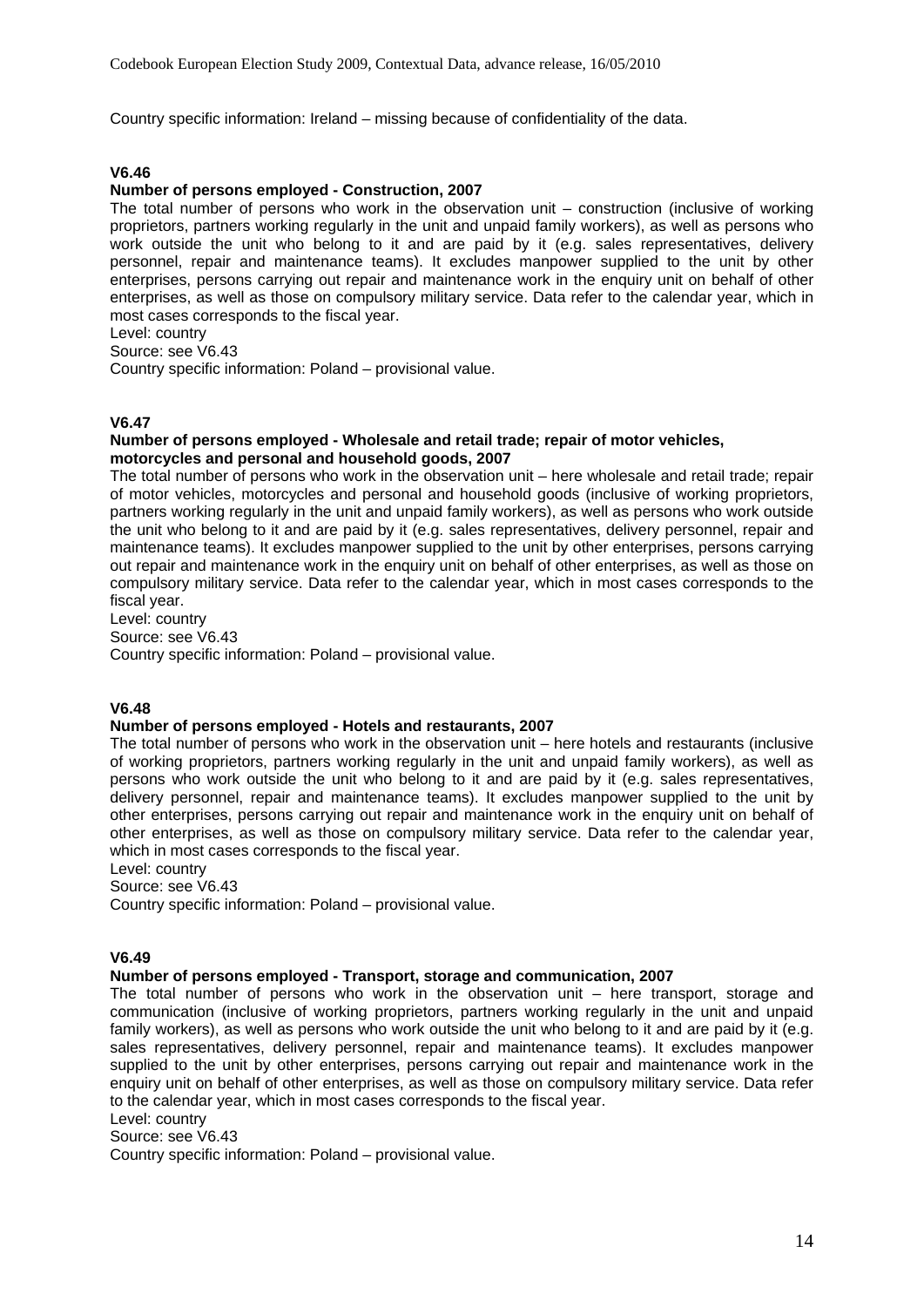Country specific information: Ireland – missing because of confidentiality of the data.

**V6.46**

**Number of persons employed - Construction, 2007**

The total number of persons who work in the observation unit – construction (inclusive of working proprietors, partners working regularly in the unit and unpaid family workers), as well as persons who work outside the unit who belong to it and are paid by it (e.g. sales representatives, delivery personnel, repair and maintenance teams). It excludes manpower supplied to the unit by other enterprises, persons carrying out repair and maintenance work in the enquiry unit on behalf of other enterprises, as well as those on compulsory military service. Data refer to the calendar year, which in most cases corresponds to the fiscal year.
Level: country
Source: see V6.43
Country specific information: Poland – provisional value.

**V6.47**

**Number of persons employed - Wholesale and retail trade; repair of motor vehicles, motorcycles and personal and household goods, 2007**

The total number of persons who work in the observation unit – here wholesale and retail trade; repair of motor vehicles, motorcycles and personal and household goods (inclusive of working proprietors, partners working regularly in the unit and unpaid family workers), as well as persons who work outside the unit who belong to it and are paid by it (e.g. sales representatives, delivery personnel, repair and maintenance teams). It excludes manpower supplied to the unit by other enterprises, persons carrying out repair and maintenance work in the enquiry unit on behalf of other enterprises, as well as those on compulsory military service. Data refer to the calendar year, which in most cases corresponds to the fiscal year.
Level: country
Source: see V6.43
Country specific information: Poland – provisional value.

**V6.48**

**Number of persons employed - Hotels and restaurants, 2007**

The total number of persons who work in the observation unit – here hotels and restaurants (inclusive of working proprietors, partners working regularly in the unit and unpaid family workers), as well as persons who work outside the unit who belong to it and are paid by it (e.g. sales representatives, delivery personnel, repair and maintenance teams). It excludes manpower supplied to the unit by other enterprises, persons carrying out repair and maintenance work in the enquiry unit on behalf of other enterprises, as well as those on compulsory military service. Data refer to the calendar year, which in most cases corresponds to the fiscal year.
Level: country
Source: see V6.43
Country specific information: Poland – provisional value.

**V6.49**

**Number of persons employed - Transport, storage and communication, 2007**

The total number of persons who work in the observation unit – here transport, storage and communication (inclusive of working proprietors, partners working regularly in the unit and unpaid family workers), as well as persons who work outside the unit who belong to it and are paid by it (e.g. sales representatives, delivery personnel, repair and maintenance teams). It excludes manpower supplied to the unit by other enterprises, persons carrying out repair and maintenance work in the enquiry unit on behalf of other enterprises, as well as those on compulsory military service. Data refer to the calendar year, which in most cases corresponds to the fiscal year.
Level: country
Source: see V6.43
Country specific information: Poland – provisional value.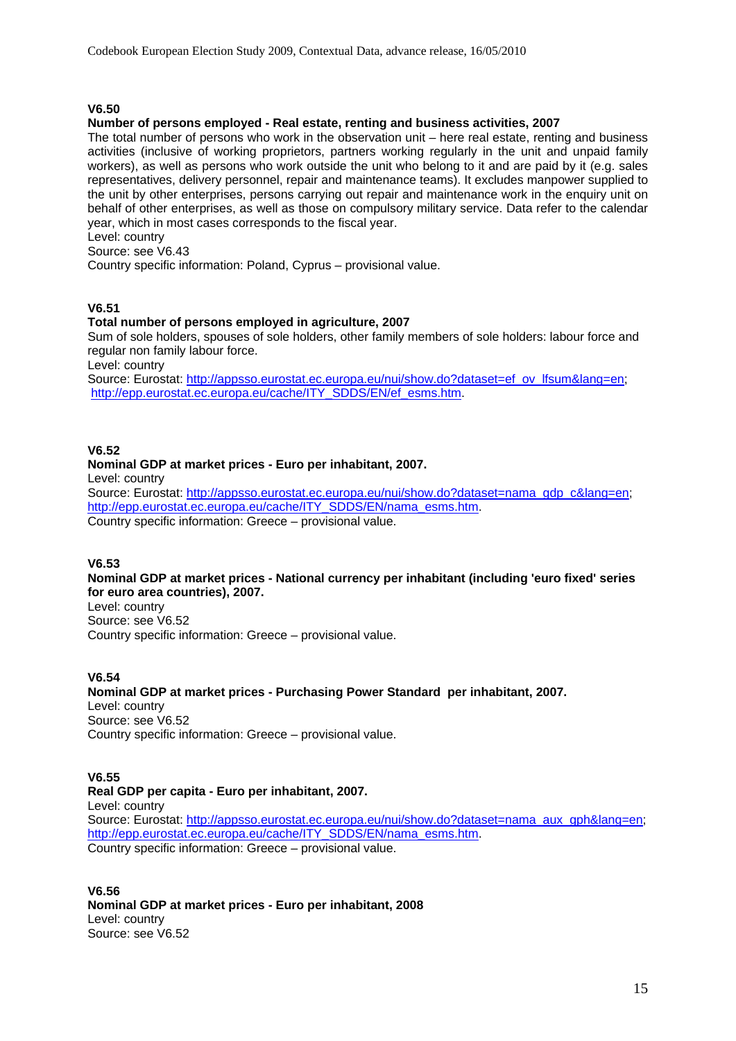**V6.50**

**Number of persons employed - Real estate, renting and business activities, 2007**

The total number of persons who work in the observation unit – here real estate, renting and business activities (inclusive of working proprietors, partners working regularly in the unit and unpaid family workers), as well as persons who work outside the unit who belong to it and are paid by it (e.g. sales representatives, delivery personnel, repair and maintenance teams). It excludes manpower supplied to the unit by other enterprises, persons carrying out repair and maintenance work in the enquiry unit on behalf of other enterprises, as well as those on compulsory military service. Data refer to the calendar year, which in most cases corresponds to the fiscal year.

Level: country

Source: see V6.43

Country specific information: Poland, Cyprus – provisional value.

**V6.51**

**Total number of persons employed in agriculture, 2007**

Sum of sole holders, spouses of sole holders, other family members of sole holders: labour force and regular non family labour force.

Level: country

Source: Eurostat: http://appsso.eurostat.ec.europa.eu/nui/show.do?dataset=ef_ov_lfsum&lang=en; http://epp.eurostat.ec.europa.eu/cache/ITY_SDDS/EN/ef_esms.htm.

**V6.52**

**Nominal GDP at market prices - Euro per inhabitant, 2007.**

Level: country

Source: Eurostat: http://appsso.eurostat.ec.europa.eu/nui/show.do?dataset=nama_gdp_c&lang=en; http://epp.eurostat.ec.europa.eu/cache/ITY_SDDS/EN/nama_esms.htm.

Country specific information: Greece – provisional value.

**V6.53**

**Nominal GDP at market prices - National currency per inhabitant (including 'euro fixed' series for euro area countries), 2007.**

Level: country

Source: see V6.52

Country specific information: Greece – provisional value.

**V6.54**

**Nominal GDP at market prices - Purchasing Power Standard per inhabitant, 2007.**

Level: country

Source: see V6.52

Country specific information: Greece – provisional value.

**V6.55**

**Real GDP per capita - Euro per inhabitant, 2007.**

Level: country

Source: Eurostat: http://appsso.eurostat.ec.europa.eu/nui/show.do?dataset=nama_aux_gph&lang=en; http://epp.eurostat.ec.europa.eu/cache/ITY_SDDS/EN/nama_esms.htm.

Country specific information: Greece – provisional value.

**V6.56**

**Nominal GDP at market prices - Euro per inhabitant, 2008**

Level: country

Source: see V6.52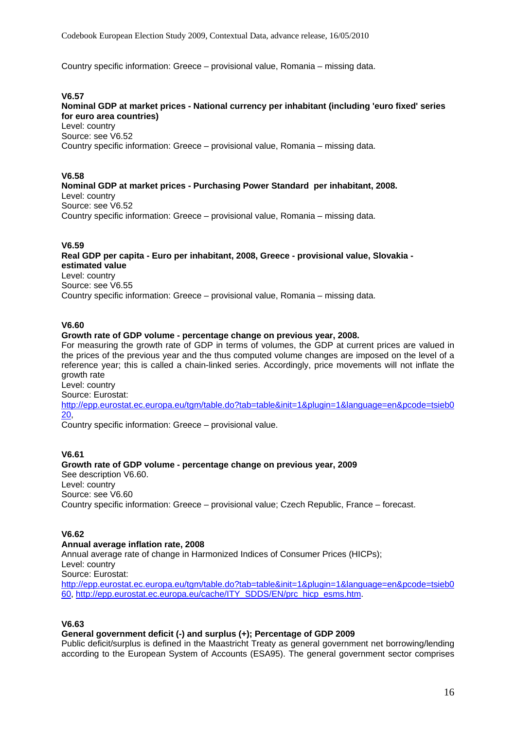Country specific information: Greece – provisional value, Romania – missing data.

**V6.57**

**Nominal GDP at market prices - National currency per inhabitant (including 'euro fixed' series for euro area countries)**

Level: country
Source: see V6.52
Country specific information: Greece – provisional value, Romania – missing data.

**V6.58**

**Nominal GDP at market prices - Purchasing Power Standard per inhabitant, 2008.**

Level: country
Source: see V6.52
Country specific information: Greece – provisional value, Romania – missing data.

**V6.59**

**Real GDP per capita - Euro per inhabitant, 2008, Greece - provisional value, Slovakia - estimated value**

Level: country
Source: see V6.55
Country specific information: Greece – provisional value, Romania – missing data.

**V6.60**

**Growth rate of GDP volume - percentage change on previous year, 2008.**

For measuring the growth rate of GDP in terms of volumes, the GDP at current prices are valued in the prices of the previous year and the thus computed volume changes are imposed on the level of a reference year; this is called a chain-linked series. Accordingly, price movements will not inflate the growth rate
Level: country
Source: Eurostat:
http://epp.eurostat.ec.europa.eu/tgm/table.do?tab=table&init=1&plugin=1&language=en&pcode=tsieb020,
Country specific information: Greece – provisional value.

**V6.61**

**Growth rate of GDP volume - percentage change on previous year, 2009**

See description V6.60.
Level: country
Source: see V6.60
Country specific information: Greece – provisional value; Czech Republic, France – forecast.

**V6.62**

**Annual average inflation rate, 2008**

Annual average rate of change in Harmonized Indices of Consumer Prices (HICPs);
Level: country
Source: Eurostat:
http://epp.eurostat.ec.europa.eu/tgm/table.do?tab=table&init=1&plugin=1&language=en&pcode=tsieb060, http://epp.eurostat.ec.europa.eu/cache/ITY_SDDS/EN/prc_hicp_esms.htm.

**V6.63**

**General government deficit (-) and surplus (+); Percentage of GDP 2009**

Public deficit/surplus is defined in the Maastricht Treaty as general government net borrowing/lending according to the European System of Accounts (ESA95). The general government sector comprises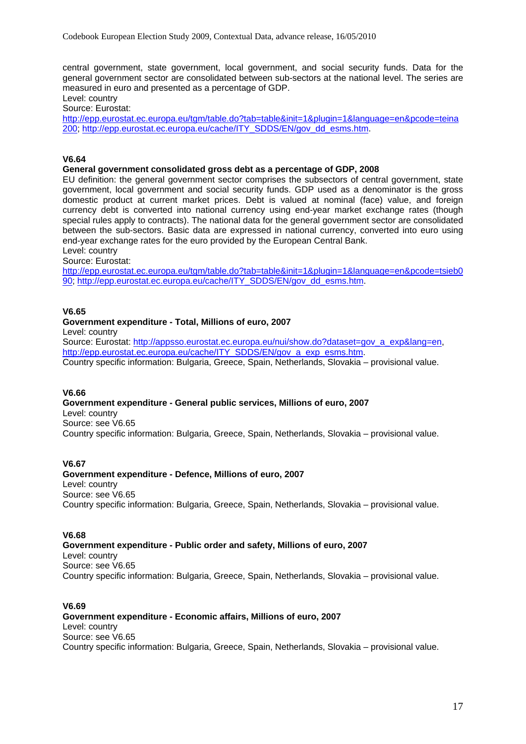central government, state government, local government, and social security funds. Data for the general government sector are consolidated between sub-sectors at the national level. The series are measured in euro and presented as a percentage of GDP.
Level: country
Source: Eurostat:
http://epp.eurostat.ec.europa.eu/tgm/table.do?tab=table&init=1&plugin=1&language=en&pcode=teina200; http://epp.eurostat.ec.europa.eu/cache/ITY_SDDS/EN/gov_dd_esms.htm.

**V6.64**

**General government consolidated gross debt as a percentage of GDP, 2008**

EU definition: the general government sector comprises the subsectors of central government, state government, local government and social security funds. GDP used as a denominator is the gross domestic product at current market prices. Debt is valued at nominal (face) value, and foreign currency debt is converted into national currency using end-year market exchange rates (though special rules apply to contracts). The national data for the general government sector are consolidated between the sub-sectors. Basic data are expressed in national currency, converted into euro using end-year exchange rates for the euro provided by the European Central Bank.
Level: country
Source: Eurostat:
http://epp.eurostat.ec.europa.eu/tgm/table.do?tab=table&init=1&plugin=1&language=en&pcode=tsieb090; http://epp.eurostat.ec.europa.eu/cache/ITY_SDDS/EN/gov_dd_esms.htm.

**V6.65**

**Government expenditure - Total, Millions of euro, 2007**

Level: country
Source: Eurostat: http://appsso.eurostat.ec.europa.eu/nui/show.do?dataset=gov_a_exp&lang=en, http://epp.eurostat.ec.europa.eu/cache/ITY_SDDS/EN/gov_a_exp_esms.htm.
Country specific information: Bulgaria, Greece, Spain, Netherlands, Slovakia – provisional value.

**V6.66**

**Government expenditure - General public services, Millions of euro, 2007**

Level: country
Source: see V6.65
Country specific information: Bulgaria, Greece, Spain, Netherlands, Slovakia – provisional value.

**V6.67**

**Government expenditure - Defence, Millions of euro, 2007**

Level: country
Source: see V6.65
Country specific information: Bulgaria, Greece, Spain, Netherlands, Slovakia – provisional value.

**V6.68**

**Government expenditure - Public order and safety, Millions of euro, 2007**

Level: country
Source: see V6.65
Country specific information: Bulgaria, Greece, Spain, Netherlands, Slovakia – provisional value.

**V6.69**

**Government expenditure - Economic affairs, Millions of euro, 2007**

Level: country
Source: see V6.65
Country specific information: Bulgaria, Greece, Spain, Netherlands, Slovakia – provisional value.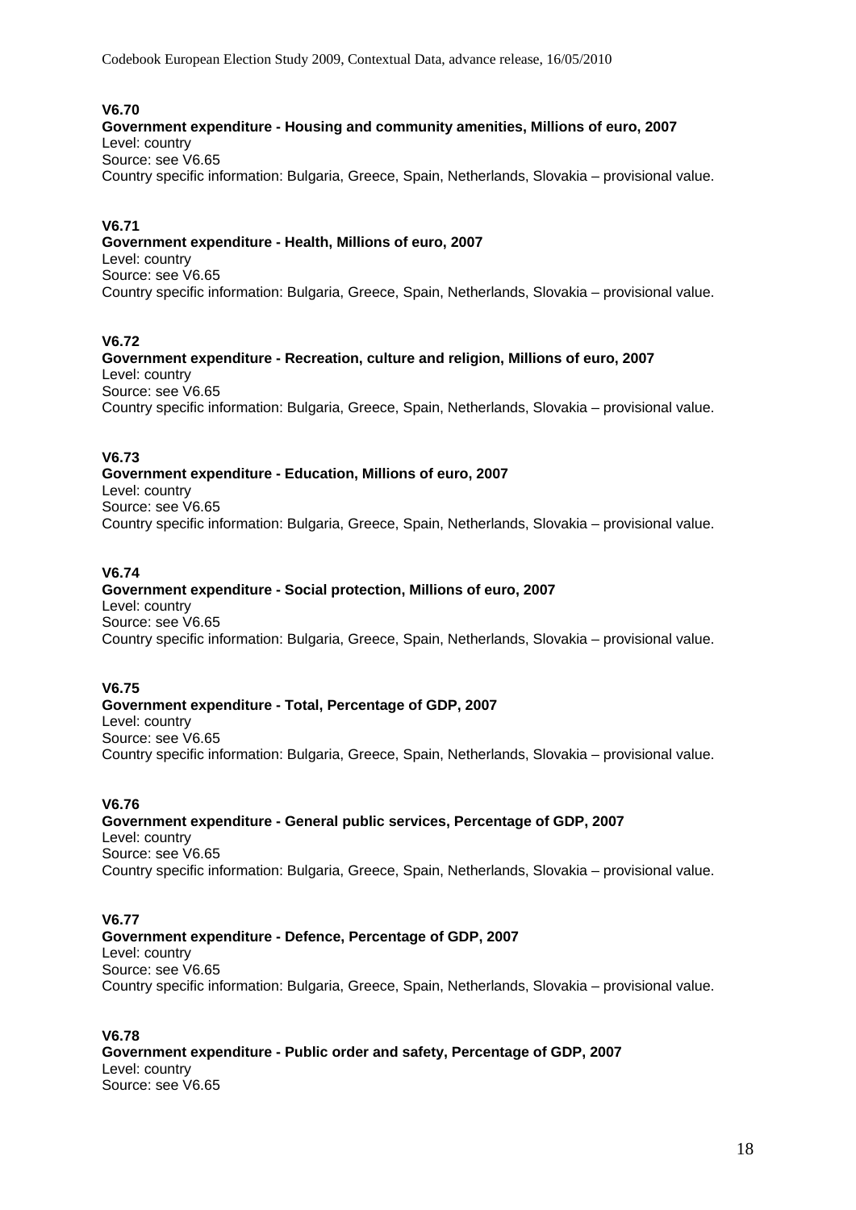**V6.70**
**Government expenditure - Housing and community amenities, Millions of euro, 2007**
Level: country
Source: see V6.65
Country specific information: Bulgaria, Greece, Spain, Netherlands, Slovakia – provisional value.

**V6.71**
**Government expenditure - Health, Millions of euro, 2007**
Level: country
Source: see V6.65
Country specific information: Bulgaria, Greece, Spain, Netherlands, Slovakia – provisional value.

**V6.72**
**Government expenditure - Recreation, culture and religion, Millions of euro, 2007**
Level: country
Source: see V6.65
Country specific information: Bulgaria, Greece, Spain, Netherlands, Slovakia – provisional value.

**V6.73**
**Government expenditure - Education, Millions of euro, 2007**
Level: country
Source: see V6.65
Country specific information: Bulgaria, Greece, Spain, Netherlands, Slovakia – provisional value.

**V6.74**
**Government expenditure - Social protection, Millions of euro, 2007**
Level: country
Source: see V6.65
Country specific information: Bulgaria, Greece, Spain, Netherlands, Slovakia – provisional value.

**V6.75**
**Government expenditure - Total, Percentage of GDP, 2007**
Level: country
Source: see V6.65
Country specific information: Bulgaria, Greece, Spain, Netherlands, Slovakia – provisional value.

**V6.76**
**Government expenditure - General public services, Percentage of GDP, 2007**
Level: country
Source: see V6.65
Country specific information: Bulgaria, Greece, Spain, Netherlands, Slovakia – provisional value.

**V6.77**
**Government expenditure - Defence, Percentage of GDP, 2007**
Level: country
Source: see V6.65
Country specific information: Bulgaria, Greece, Spain, Netherlands, Slovakia – provisional value.

**V6.78**
**Government expenditure - Public order and safety, Percentage of GDP, 2007**
Level: country
Source: see V6.65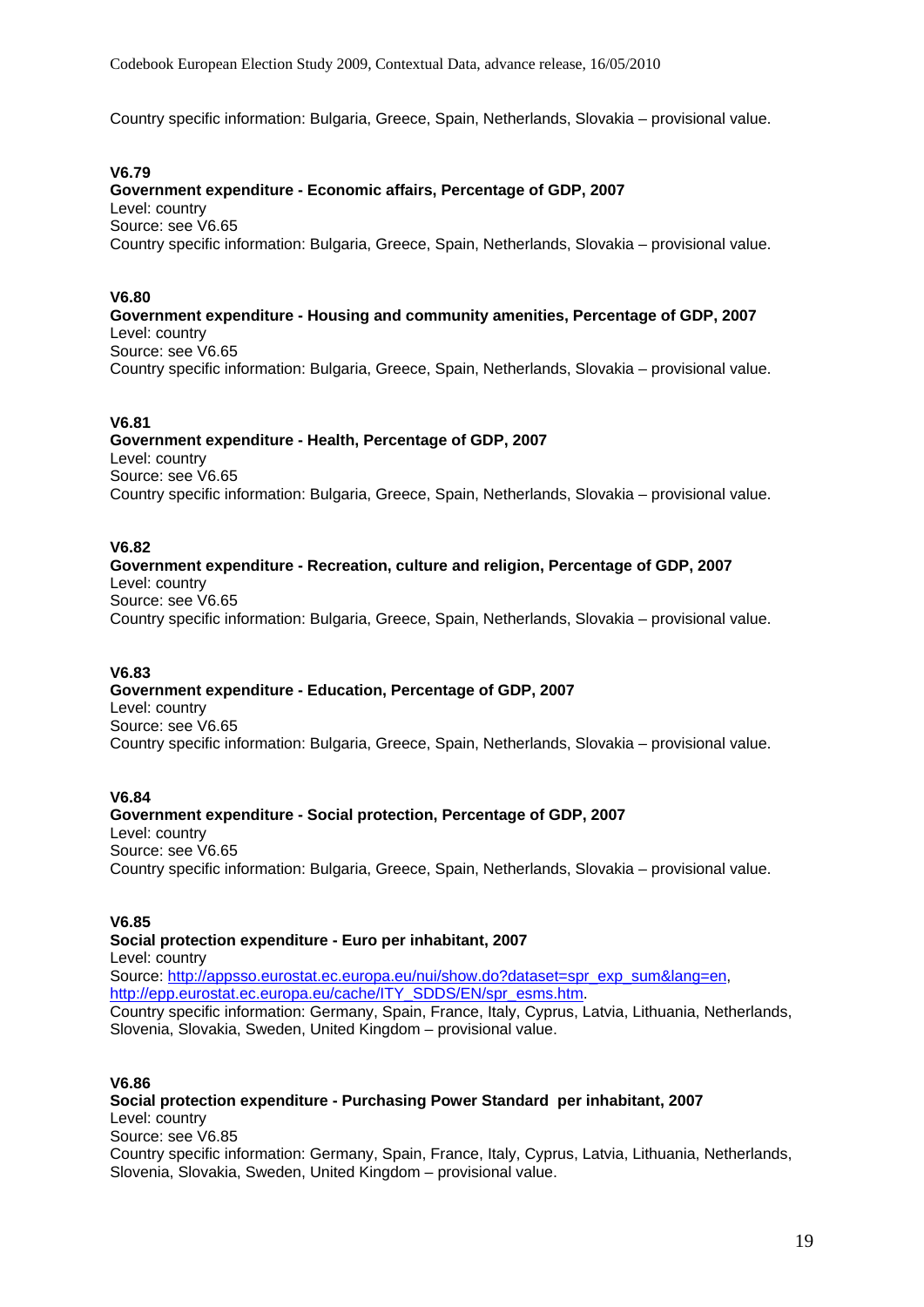Country specific information: Bulgaria, Greece, Spain, Netherlands, Slovakia – provisional value.

**V6.79**
**Government expenditure - Economic affairs, Percentage of GDP, 2007**
Level: country
Source: see V6.65
Country specific information: Bulgaria, Greece, Spain, Netherlands, Slovakia – provisional value.

**V6.80**
**Government expenditure - Housing and community amenities, Percentage of GDP, 2007**
Level: country
Source: see V6.65
Country specific information: Bulgaria, Greece, Spain, Netherlands, Slovakia – provisional value.

**V6.81**
**Government expenditure - Health, Percentage of GDP, 2007**
Level: country
Source: see V6.65
Country specific information: Bulgaria, Greece, Spain, Netherlands, Slovakia – provisional value.

**V6.82**
**Government expenditure - Recreation, culture and religion, Percentage of GDP, 2007**
Level: country
Source: see V6.65
Country specific information: Bulgaria, Greece, Spain, Netherlands, Slovakia – provisional value.

**V6.83**
**Government expenditure - Education, Percentage of GDP, 2007**
Level: country
Source: see V6.65
Country specific information: Bulgaria, Greece, Spain, Netherlands, Slovakia – provisional value.

**V6.84**
**Government expenditure - Social protection, Percentage of GDP, 2007**
Level: country
Source: see V6.65
Country specific information: Bulgaria, Greece, Spain, Netherlands, Slovakia – provisional value.

**V6.85**
**Social protection expenditure - Euro per inhabitant, 2007**
Level: country
Source: http://appsso.eurostat.ec.europa.eu/nui/show.do?dataset=spr_exp_sum&lang=en, http://epp.eurostat.ec.europa.eu/cache/ITY_SDDS/EN/spr_esms.htm.
Country specific information: Germany, Spain, France, Italy, Cyprus, Latvia, Lithuania, Netherlands, Slovenia, Slovakia, Sweden, United Kingdom – provisional value.

**V6.86**
**Social protection expenditure - Purchasing Power Standard per inhabitant, 2007**
Level: country
Source: see V6.85
Country specific information: Germany, Spain, France, Italy, Cyprus, Latvia, Lithuania, Netherlands, Slovenia, Slovakia, Sweden, United Kingdom – provisional value.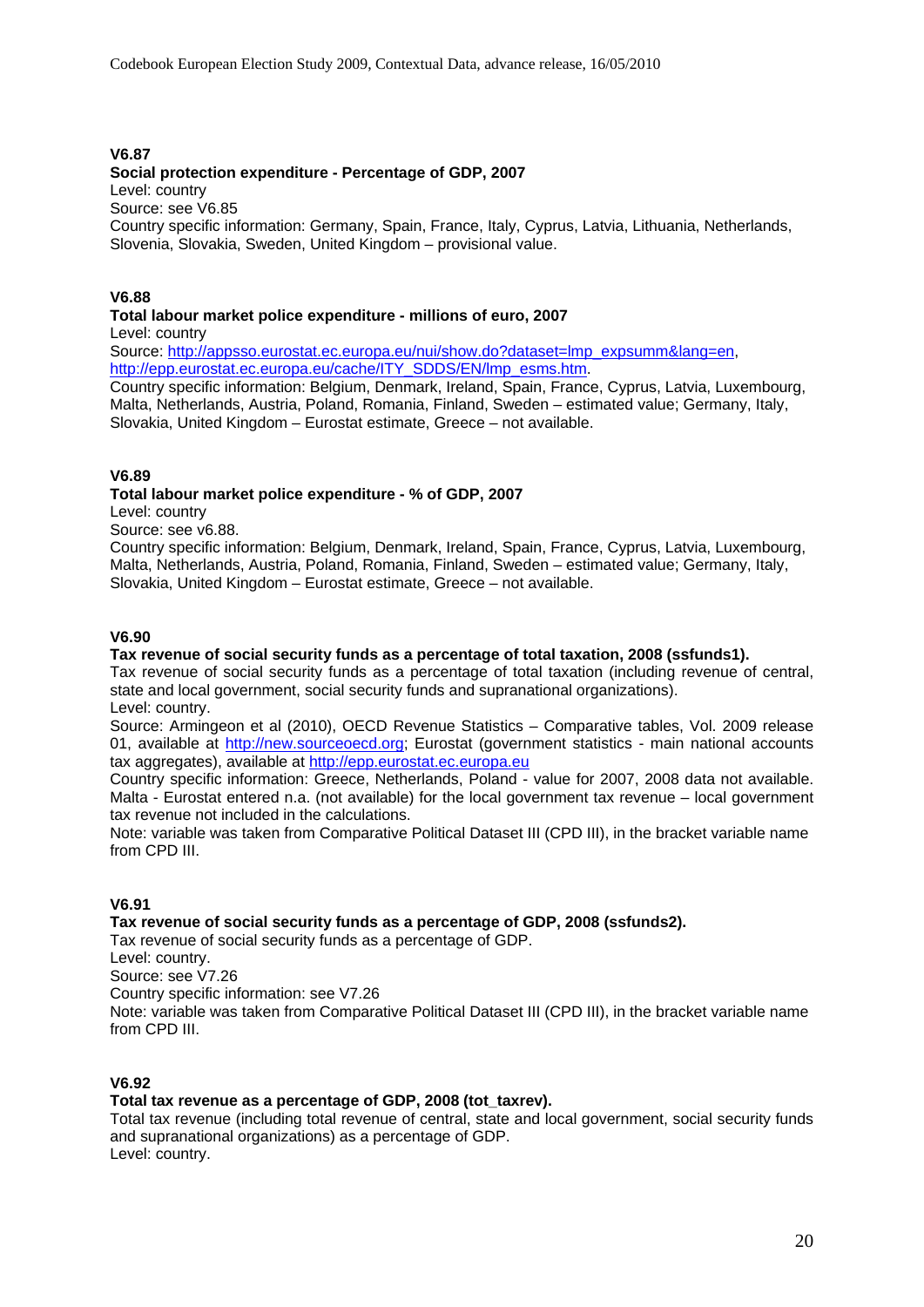**V6.87**

**Social protection expenditure - Percentage of GDP, 2007**

Level: country

Source: see V6.85

Country specific information: Germany, Spain, France, Italy, Cyprus, Latvia, Lithuania, Netherlands, Slovenia, Slovakia, Sweden, United Kingdom – provisional value.

**V6.88**

**Total labour market police expenditure - millions of euro, 2007**

Level: country

Source: http://appsso.eurostat.ec.europa.eu/nui/show.do?dataset=lmp_expsumm&lang=en, http://epp.eurostat.ec.europa.eu/cache/ITY_SDDS/EN/lmp_esms.htm.

Country specific information: Belgium, Denmark, Ireland, Spain, France, Cyprus, Latvia, Luxembourg, Malta, Netherlands, Austria, Poland, Romania, Finland, Sweden – estimated value; Germany, Italy, Slovakia, United Kingdom – Eurostat estimate, Greece – not available.

**V6.89**

**Total labour market police expenditure - % of GDP, 2007**

Level: country

Source: see v6.88.

Country specific information: Belgium, Denmark, Ireland, Spain, France, Cyprus, Latvia, Luxembourg, Malta, Netherlands, Austria, Poland, Romania, Finland, Sweden – estimated value; Germany, Italy, Slovakia, United Kingdom – Eurostat estimate, Greece – not available.

**V6.90**

**Tax revenue of social security funds as a percentage of total taxation, 2008 (ssfunds1).**

Tax revenue of social security funds as a percentage of total taxation (including revenue of central, state and local government, social security funds and supranational organizations).

Level: country.

Source: Armingeon et al (2010), OECD Revenue Statistics – Comparative tables, Vol. 2009 release 01, available at http://new.sourceoecd.org; Eurostat (government statistics - main national accounts tax aggregates), available at http://epp.eurostat.ec.europa.eu

Country specific information: Greece, Netherlands, Poland - value for 2007, 2008 data not available. Malta - Eurostat entered n.a. (not available) for the local government tax revenue – local government tax revenue not included in the calculations.

Note: variable was taken from Comparative Political Dataset III (CPD III), in the bracket variable name from CPD III.

**V6.91**

**Tax revenue of social security funds as a percentage of GDP, 2008 (ssfunds2).**

Tax revenue of social security funds as a percentage of GDP.

Level: country.

Source: see V7.26

Country specific information: see V7.26

Note: variable was taken from Comparative Political Dataset III (CPD III), in the bracket variable name from CPD III.

**V6.92**

**Total tax revenue as a percentage of GDP, 2008 (tot_taxrev).**

Total tax revenue (including total revenue of central, state and local government, social security funds and supranational organizations) as a percentage of GDP.

Level: country.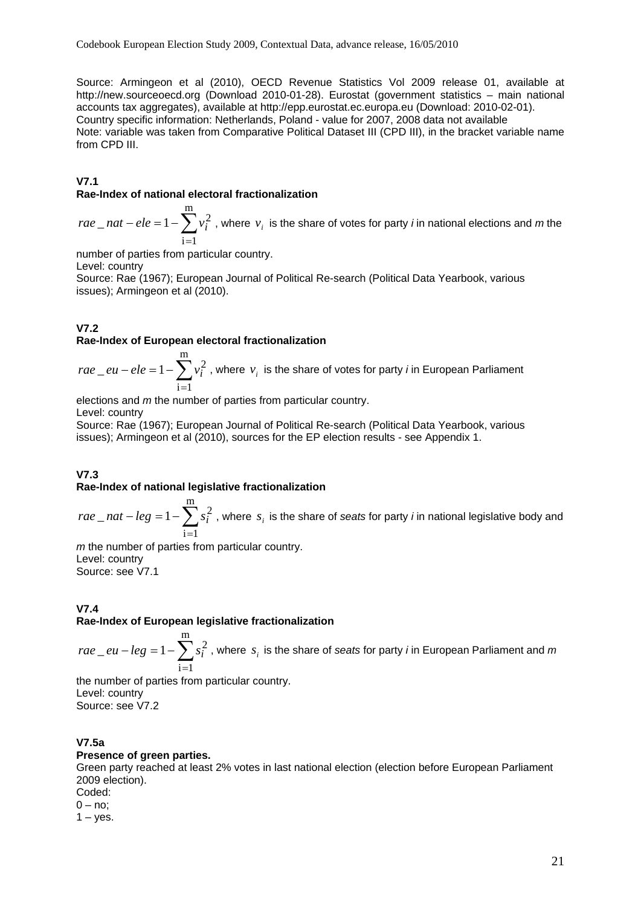Source: Armingeon et al (2010), OECD Revenue Statistics Vol 2009 release 01, available at http://new.sourceoecd.org (Download 2010-01-28). Eurostat (government statistics – main national accounts tax aggregates), available at http://epp.eurostat.ec.europa.eu (Download: 2010-02-01).
Country specific information: Netherlands, Poland - value for 2007, 2008 data not available
Note: variable was taken from Comparative Political Dataset III (CPD III), in the bracket variable name from CPD III.

### V7.1
**Rae-Index of national electoral fractionalization**

$rae\_nat-ele = 1 - \sum_{i=1}^{m} v_i^2$ , where $v_i$ is the share of votes for party *i* in national elections and *m* the number of parties from particular country.
Level: country
Source: Rae (1967); European Journal of Political Re-search (Political Data Yearbook, various issues); Armingeon et al (2010).

### V7.2
**Rae-Index of European electoral fractionalization**

$rae\_eu-ele = 1 - \sum_{i=1}^{m} v_i^2$ , where $v_i$ is the share of votes for party *i* in European Parliament elections and *m* the number of parties from particular country.
Level: country
Source: Rae (1967); European Journal of Political Re-search (Political Data Yearbook, various issues); Armingeon et al (2010), sources for the EP election results - see Appendix 1.

### V7.3
**Rae-Index of national legislative fractionalization**

$rae\_nat-leg = 1 - \sum_{i=1}^{m} s_i^2$ , where $s_i$ is the share of *seats* for party *i* in national legislative body and *m* the number of parties from particular country.
Level: country
Source: see V7.1

### V7.4
**Rae-Index of European legislative fractionalization**

$rae\_eu-leg = 1 - \sum_{i=1}^{m} s_i^2$ , where $s_i$ is the share of *seats* for party *i* in European Parliament and *m* the number of parties from particular country.
Level: country
Source: see V7.2

### V7.5a
**Presence of green parties.**
Green party reached at least 2% votes in last national election (election before European Parliament 2009 election).
Coded:
0 – no;
1 – yes.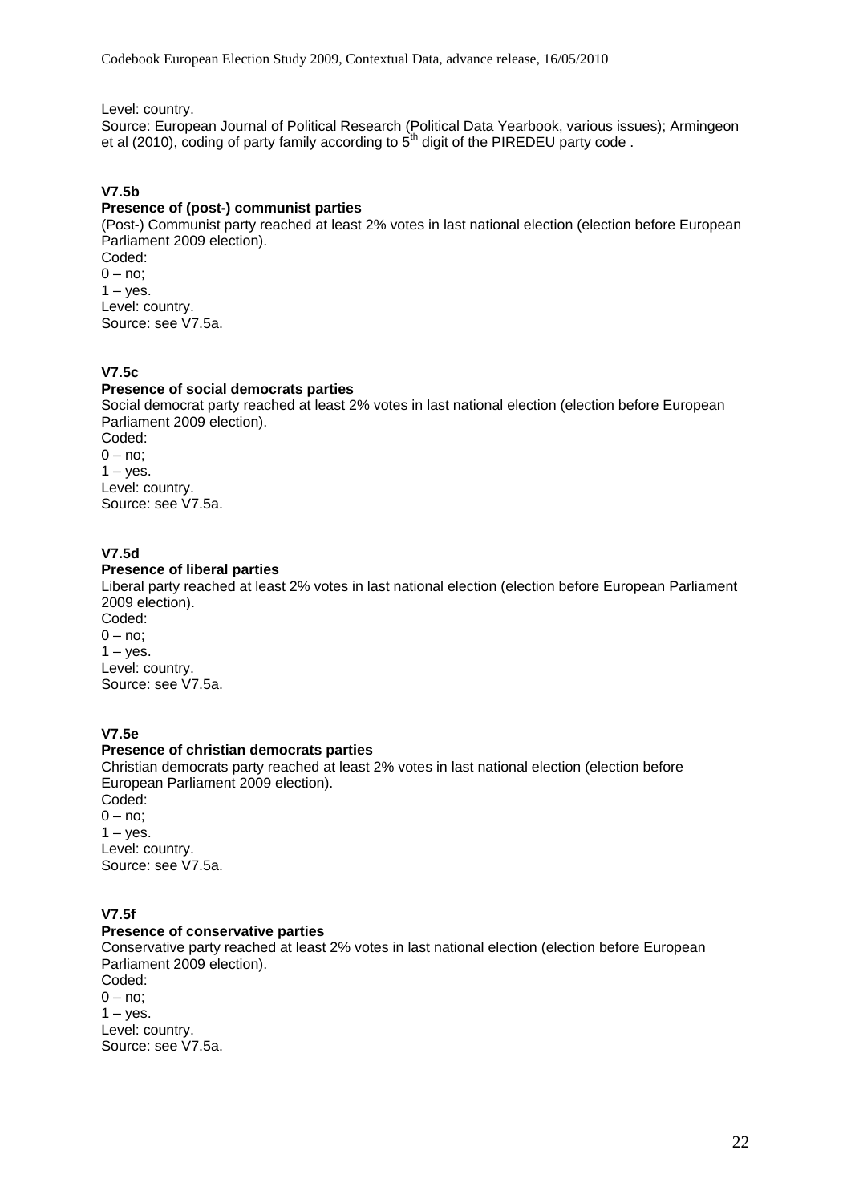Level: country.
Source: European Journal of Political Research (Political Data Yearbook, various issues); Armingeon et al (2010), coding of party family according to 5th digit of the PIREDEU party code .

**V7.5b**

**Presence of (post-) communist parties**

(Post-) Communist party reached at least 2% votes in last national election (election before European Parliament 2009 election).
Coded:
0 – no;
1 – yes.
Level: country.
Source: see V7.5a.

**V7.5c**

**Presence of social democrats parties**

Social democrat party reached at least 2% votes in last national election (election before European Parliament 2009 election).
Coded:
0 – no;
1 – yes.
Level: country.
Source: see V7.5a.

**V7.5d**

**Presence of liberal parties**

Liberal party reached at least 2% votes in last national election (election before European Parliament 2009 election).
Coded:
0 – no;
1 – yes.
Level: country.
Source: see V7.5a.

**V7.5e**

**Presence of christian democrats parties**

Christian democrats party reached at least 2% votes in last national election (election before European Parliament 2009 election).
Coded:
0 – no;
1 – yes.
Level: country.
Source: see V7.5a.

**V7.5f**

**Presence of conservative parties**

Conservative party reached at least 2% votes in last national election (election before European Parliament 2009 election).
Coded:
0 – no;
1 – yes.
Level: country.
Source: see V7.5a.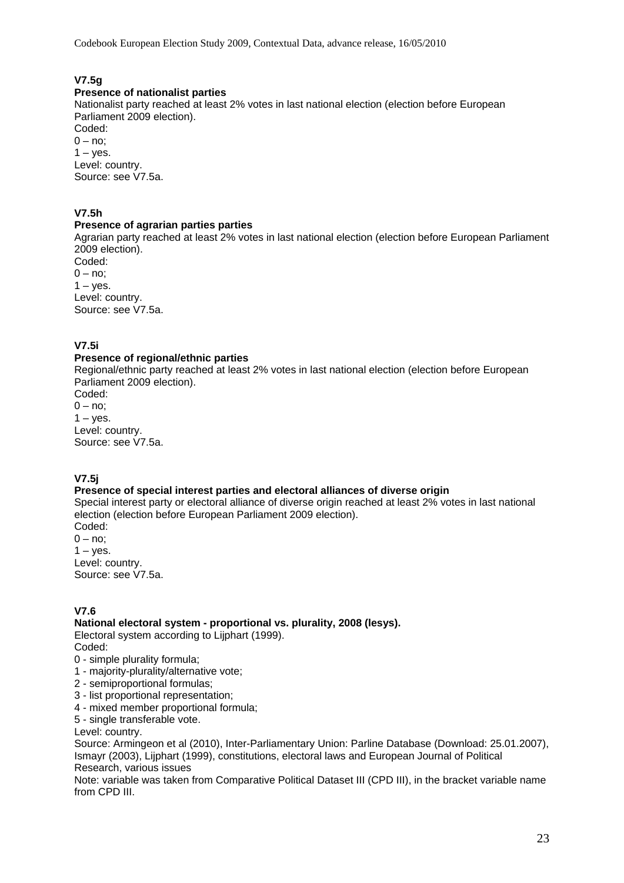**V7.5g**

**Presence of nationalist parties**

Nationalist party reached at least 2% votes in last national election (election before European Parliament 2009 election).

Coded:

0 – no;

1 – yes.

Level: country.

Source: see V7.5a.

**V7.5h**

**Presence of agrarian parties parties**

Agrarian party reached at least 2% votes in last national election (election before European Parliament 2009 election).

Coded:

0 – no;

1 – yes.

Level: country.

Source: see V7.5a.

**V7.5i**

**Presence of regional/ethnic parties**

Regional/ethnic party reached at least 2% votes in last national election (election before European Parliament 2009 election).

Coded:

0 – no;

1 – yes.

Level: country.

Source: see V7.5a.

**V7.5j**

**Presence of special interest parties and electoral alliances of diverse origin**

Special interest party or electoral alliance of diverse origin reached at least 2% votes in last national election (election before European Parliament 2009 election).

Coded:

0 – no;

1 – yes.

Level: country.

Source: see V7.5a.

**V7.6**

**National electoral system - proportional vs. plurality, 2008 (lesys).**

Electoral system according to Lijphart (1999).

Coded:

0 - simple plurality formula;

1 - majority-plurality/alternative vote;

2 - semiproportional formulas;

3 - list proportional representation;

4 - mixed member proportional formula;

5 - single transferable vote.

Level: country.

Source: Armingeon et al (2010), Inter-Parliamentary Union: Parline Database (Download: 25.01.2007), Ismayr (2003), Lijphart (1999), constitutions, electoral laws and European Journal of Political Research, various issues

Note: variable was taken from Comparative Political Dataset III (CPD III), in the bracket variable name from CPD III.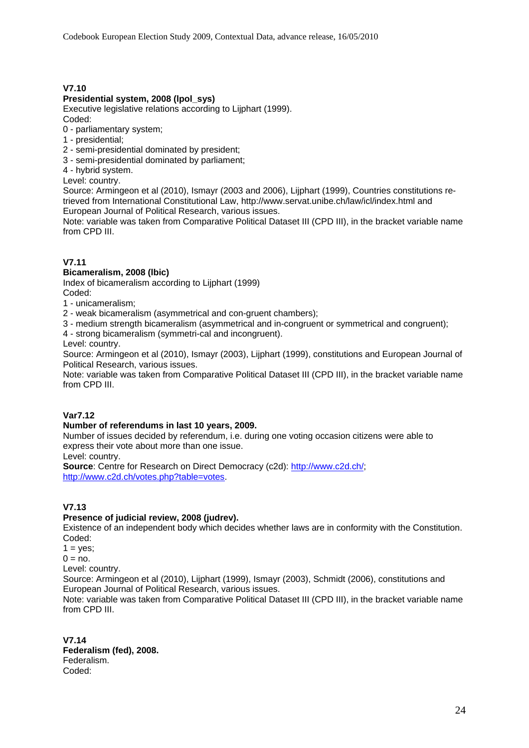**V7.10**

**Presidential system, 2008 (lpol_sys)**

Executive legislative relations according to Lijphart (1999).

Coded:

0 - parliamentary system;

1 - presidential;

2 - semi-presidential dominated by president;

3 - semi-presidential dominated by parliament;

4 - hybrid system.

Level: country.

Source: Armingeon et al (2010), Ismayr (2003 and 2006), Lijphart (1999), Countries constitutions re-trieved from International Constitutional Law, http://www.servat.unibe.ch/law/icl/index.html and European Journal of Political Research, various issues.

Note: variable was taken from Comparative Political Dataset III (CPD III), in the bracket variable name from CPD III.

**V7.11**

**Bicameralism, 2008 (lbic)**

Index of bicameralism according to Lijphart (1999)

Coded:

1 - unicameralism;

2 - weak bicameralism (asymmetrical and con-gruent chambers);

3 - medium strength bicameralism (asymmetrical and in-congruent or symmetrical and congruent);

4 - strong bicameralism (symmetri-cal and incongruent).

Level: country.

Source: Armingeon et al (2010), Ismayr (2003), Lijphart (1999), constitutions and European Journal of Political Research, various issues.

Note: variable was taken from Comparative Political Dataset III (CPD III), in the bracket variable name from CPD III.

**Var7.12**

**Number of referendums in last 10 years, 2009.**

Number of issues decided by referendum, i.e. during one voting occasion citizens were able to express their vote about more than one issue.

Level: country.

**Source**: Centre for Research on Direct Democracy (c2d): http://www.c2d.ch/; http://www.c2d.ch/votes.php?table=votes.

**V7.13**

**Presence of judicial review, 2008 (judrev).**

Existence of an independent body which decides whether laws are in conformity with the Constitution.

Coded:

1 = yes;

0 = no.

Level: country.

Source: Armingeon et al (2010), Lijphart (1999), Ismayr (2003), Schmidt (2006), constitutions and European Journal of Political Research, various issues.

Note: variable was taken from Comparative Political Dataset III (CPD III), in the bracket variable name from CPD III.

**V7.14**

**Federalism (fed), 2008.**

Federalism.

Coded: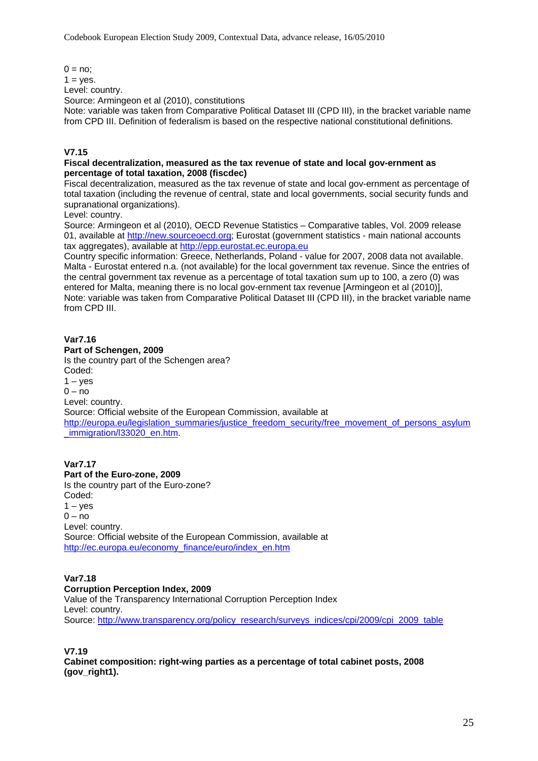0 = no;
1 = yes.
Level: country.
Source: Armingeon et al (2010), constitutions
Note: variable was taken from Comparative Political Dataset III (CPD III), in the bracket variable name from CPD III. Definition of federalism is based on the respective national constitutional definitions.

### V7.15

**Fiscal decentralization, measured as the tax revenue of state and local gov-ernment as percentage of total taxation, 2008 (fiscdec)**

Fiscal decentralization, measured as the tax revenue of state and local gov-ernment as percentage of total taxation (including the revenue of central, state and local governments, social security funds and supranational organizations).
Level: country.
Source: Armingeon et al (2010), OECD Revenue Statistics – Comparative tables, Vol. 2009 release 01, available at http://new.sourceoecd.org; Eurostat (government statistics - main national accounts tax aggregates), available at http://epp.eurostat.ec.europa.eu
Country specific information: Greece, Netherlands, Poland - value for 2007, 2008 data not available. Malta - Eurostat entered n.a. (not available) for the local government tax revenue. Since the entries of the central government tax revenue as a percentage of total taxation sum up to 100, a zero (0) was entered for Malta, meaning there is no local gov-ernment tax revenue [Armingeon et al (2010)],
Note: variable was taken from Comparative Political Dataset III (CPD III), in the bracket variable name from CPD III.

### Var7.16

**Part of Schengen, 2009**

Is the country part of the Schengen area?
Coded:
1 – yes
0 – no
Level: country.
Source: Official website of the European Commission, available at http://europa.eu/legislation_summaries/justice_freedom_security/free_movement_of_persons_asylum_immigration/l33020_en.htm.

### Var7.17

**Part of the Euro-zone, 2009**

Is the country part of the Euro-zone?
Coded:
1 – yes
0 – no
Level: country.
Source: Official website of the European Commission, available at http://ec.europa.eu/economy_finance/euro/index_en.htm

### Var7.18

**Corruption Perception Index, 2009**

Value of the Transparency International Corruption Perception Index
Level: country.
Source: http://www.transparency.org/policy_research/surveys_indices/cpi/2009/cpi_2009_table

### V7.19

**Cabinet composition: right-wing parties as a percentage of total cabinet posts, 2008 (gov_right1).**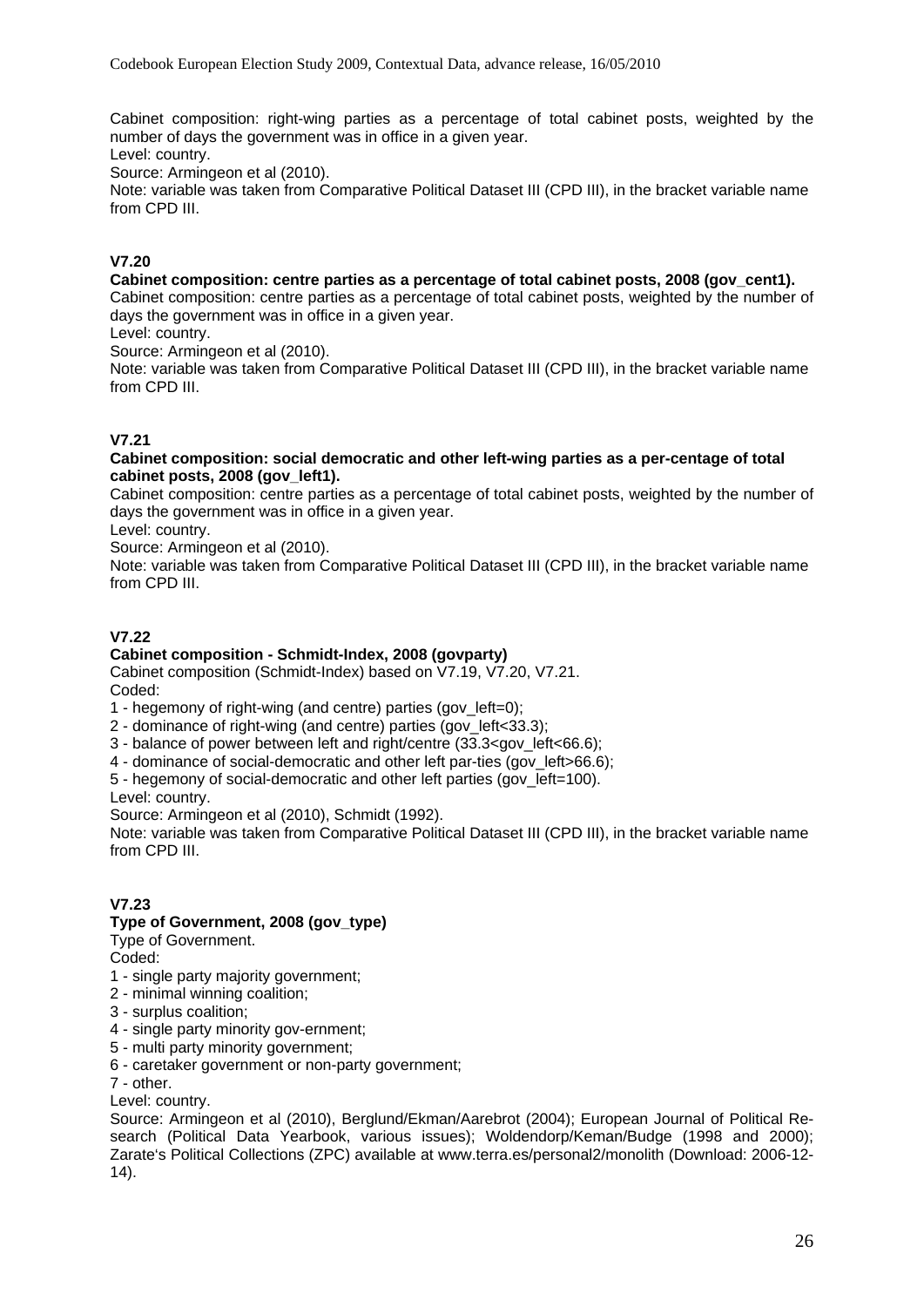Cabinet composition: right-wing parties as a percentage of total cabinet posts, weighted by the number of days the government was in office in a given year.
Level: country.
Source: Armingeon et al (2010).
Note: variable was taken from Comparative Political Dataset III (CPD III), in the bracket variable name from CPD III.

### V7.20

**Cabinet composition: centre parties as a percentage of total cabinet posts, 2008 (gov_cent1).**
Cabinet composition: centre parties as a percentage of total cabinet posts, weighted by the number of days the government was in office in a given year.
Level: country.
Source: Armingeon et al (2010).
Note: variable was taken from Comparative Political Dataset III (CPD III), in the bracket variable name from CPD III.

### V7.21

**Cabinet composition: social democratic and other left-wing parties as a per-centage of total cabinet posts, 2008 (gov_left1).**
Cabinet composition: centre parties as a percentage of total cabinet posts, weighted by the number of days the government was in office in a given year.
Level: country.
Source: Armingeon et al (2010).
Note: variable was taken from Comparative Political Dataset III (CPD III), in the bracket variable name from CPD III.

### V7.22

**Cabinet composition - Schmidt-Index, 2008 (govparty)**
Cabinet composition (Schmidt-Index) based on V7.19, V7.20, V7.21.
Coded:
1 - hegemony of right-wing (and centre) parties (gov_left=0);
2 - dominance of right-wing (and centre) parties (gov_left<33.3);
3 - balance of power between left and right/centre (33.3<gov_left<66.6);
4 - dominance of social-democratic and other left par-ties (gov_left>66.6);
5 - hegemony of social-democratic and other left parties (gov_left=100).
Level: country.
Source: Armingeon et al (2010), Schmidt (1992).
Note: variable was taken from Comparative Political Dataset III (CPD III), in the bracket variable name from CPD III.

### V7.23

**Type of Government, 2008 (gov_type)**
Type of Government.
Coded:
1 - single party majority government;
2 - minimal winning coalition;
3 - surplus coalition;
4 - single party minority gov-ernment;
5 - multi party minority government;
6 - caretaker government or non-party government;
7 - other.
Level: country.
Source: Armingeon et al (2010), Berglund/Ekman/Aarebrot (2004); European Journal of Political Re-search (Political Data Yearbook, various issues); Woldendorp/Keman/Budge (1998 and 2000); Zarate's Political Collections (ZPC) available at www.terra.es/personal2/monolith (Download: 2006-12-14).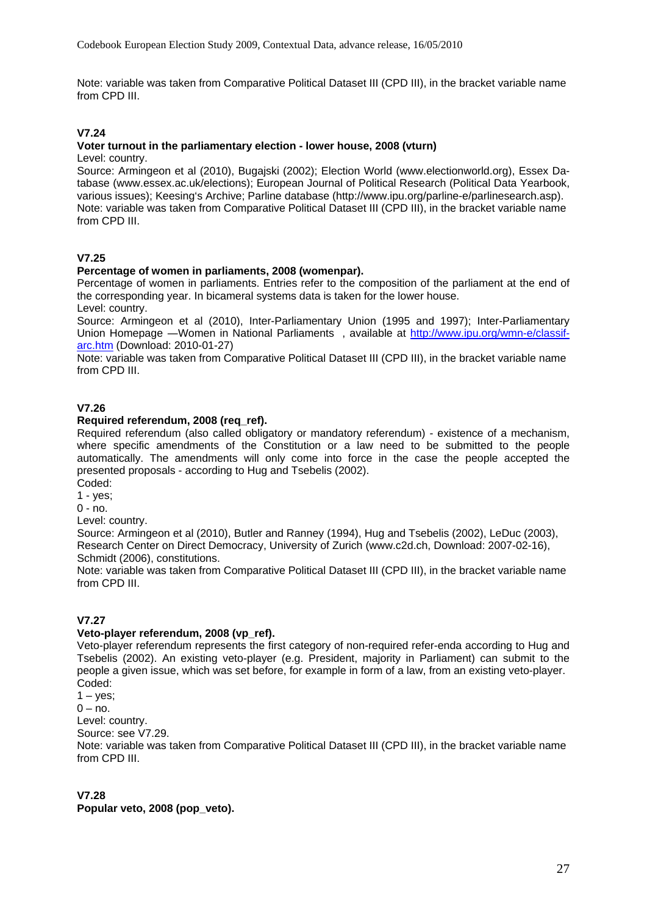Note: variable was taken from Comparative Political Dataset III (CPD III), in the bracket variable name from CPD III.

**V7.24**

**Voter turnout in the parliamentary election - lower house, 2008 (vturn)**

Level: country.

Source: Armingeon et al (2010), Bugajski (2002); Election World (www.electionworld.org), Essex Database (www.essex.ac.uk/elections); European Journal of Political Research (Political Data Yearbook, various issues); Keesing's Archive; Parline database (http://www.ipu.org/parline-e/parlinesearch.asp).

Note: variable was taken from Comparative Political Dataset III (CPD III), in the bracket variable name from CPD III.

**V7.25**

**Percentage of women in parliaments, 2008 (womenpar).**

Percentage of women in parliaments. Entries refer to the composition of the parliament at the end of the corresponding year. In bicameral systems data is taken for the lower house.

Level: country.

Source: Armingeon et al (2010), Inter-Parliamentary Union (1995 and 1997); Inter-Parliamentary Union Homepage —Women in National Parliaments , available at [http://www.ipu.org/wmn-e/classif-arc.htm](http://www.ipu.org/wmn-e/classif-arc.htm) (Download: 2010-01-27)

Note: variable was taken from Comparative Political Dataset III (CPD III), in the bracket variable name from CPD III.

**V7.26**

**Required referendum, 2008 (req_ref).**

Required referendum (also called obligatory or mandatory referendum) - existence of a mechanism, where specific amendments of the Constitution or a law need to be submitted to the people automatically. The amendments will only come into force in the case the people accepted the presented proposals - according to Hug and Tsebelis (2002).

Coded:

1 - yes;

0 - no.

Level: country.

Source: Armingeon et al (2010), Butler and Ranney (1994), Hug and Tsebelis (2002), LeDuc (2003), Research Center on Direct Democracy, University of Zurich (www.c2d.ch, Download: 2007-02-16), Schmidt (2006), constitutions.

Note: variable was taken from Comparative Political Dataset III (CPD III), in the bracket variable name from CPD III.

**V7.27**

**Veto-player referendum, 2008 (vp_ref).**

Veto-player referendum represents the first category of non-required refer-enda according to Hug and Tsebelis (2002). An existing veto-player (e.g. President, majority in Parliament) can submit to the people a given issue, which was set before, for example in form of a law, from an existing veto-player.

Coded:

1 – yes;

0 – no.

Level: country.

Source: see V7.29.

Note: variable was taken from Comparative Political Dataset III (CPD III), in the bracket variable name from CPD III.

**V7.28**

**Popular veto, 2008 (pop_veto).**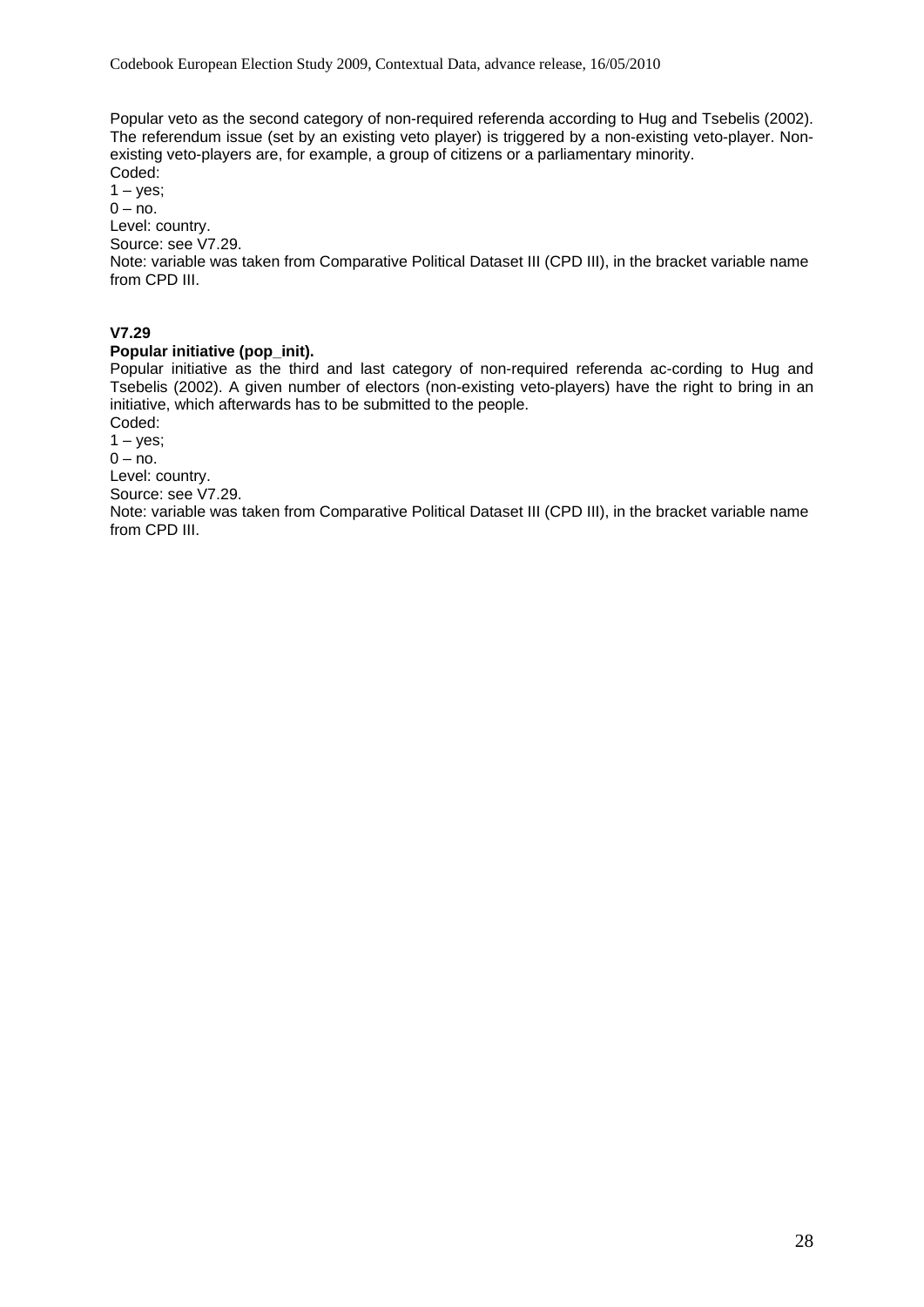Popular veto as the second category of non-required referenda according to Hug and Tsebelis (2002). The referendum issue (set by an existing veto player) is triggered by a non-existing veto-player. Non-existing veto-players are, for example, a group of citizens or a parliamentary minority.
Coded:
1 – yes;
0 – no.
Level: country.
Source: see V7.29.
Note: variable was taken from Comparative Political Dataset III (CPD III), in the bracket variable name from CPD III.

**V7.29**

**Popular initiative (pop_init).**

Popular initiative as the third and last category of non-required referenda ac-cording to Hug and Tsebelis (2002). A given number of electors (non-existing veto-players) have the right to bring in an initiative, which afterwards has to be submitted to the people.
Coded:
1 – yes;
0 – no.
Level: country.
Source: see V7.29.
Note: variable was taken from Comparative Political Dataset III (CPD III), in the bracket variable name from CPD III.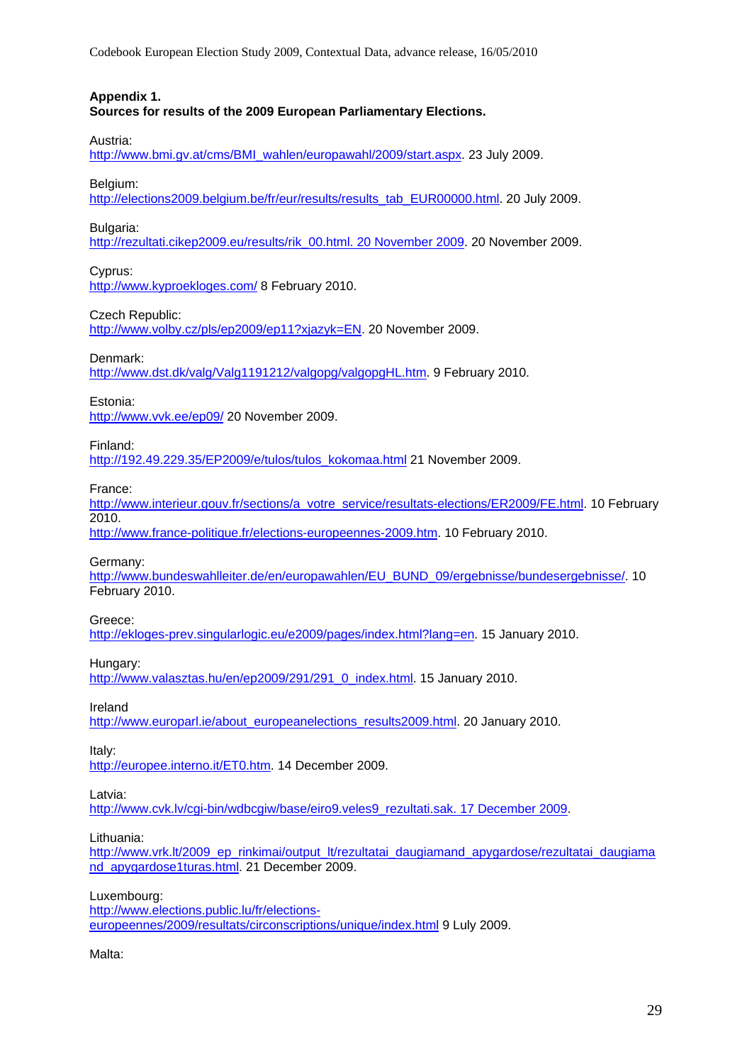**Appendix 1.**
**Sources for results of the 2009 European Parliamentary Elections.**

Austria:
http://www.bmi.gv.at/cms/BMI_wahlen/europawahl/2009/start.aspx. 23 July 2009.

Belgium:
http://elections2009.belgium.be/fr/eur/results/results_tab_EUR00000.html. 20 July 2009.

Bulgaria:
http://rezultati.cikep2009.eu/results/rik_00.html. 20 November 2009. 20 November 2009.

Cyprus:
http://www.kyproekloges.com/ 8 February 2010.

Czech Republic:
http://www.volby.cz/pls/ep2009/ep11?xjazyk=EN. 20 November 2009.

Denmark:
http://www.dst.dk/valg/Valg1191212/valgopg/valgopgHL.htm. 9 February 2010.

Estonia:
http://www.vvk.ee/ep09/ 20 November 2009.

Finland:
http://192.49.229.35/EP2009/e/tulos/tulos_kokomaa.html 21 November 2009.

France:
http://www.interieur.gouv.fr/sections/a_votre_service/resultats-elections/ER2009/FE.html. 10 February 2010.
http://www.france-politique.fr/elections-europeennes-2009.htm. 10 February 2010.

Germany:
http://www.bundeswahlleiter.de/en/europawahlen/EU_BUND_09/ergebnisse/bundesergebnisse/. 10 February 2010.

Greece:
http://ekloges-prev.singularlogic.eu/e2009/pages/index.html?lang=en. 15 January 2010.

Hungary:
http://www.valasztas.hu/en/ep2009/291/291_0_index.html. 15 January 2010.

Ireland
http://www.europarl.ie/about_europeanelections_results2009.html. 20 January 2010.

Italy:
http://europee.interno.it/ET0.htm. 14 December 2009.

Latvia:
http://www.cvk.lv/cgi-bin/wdbcgiw/base/eiro9.veles9_rezultati.sak. 17 December 2009.

Lithuania:
http://www.vrk.lt/2009_ep_rinkimai/output_lt/rezultatai_daugiamand_apygardose/rezultatai_daugiamand_apygardose1turas.html. 21 December 2009.

Luxembourg:
http://www.elections.public.lu/fr/elections-europeennes/2009/resultats/circonscriptions/unique/index.html 9 Luly 2009.

Malta: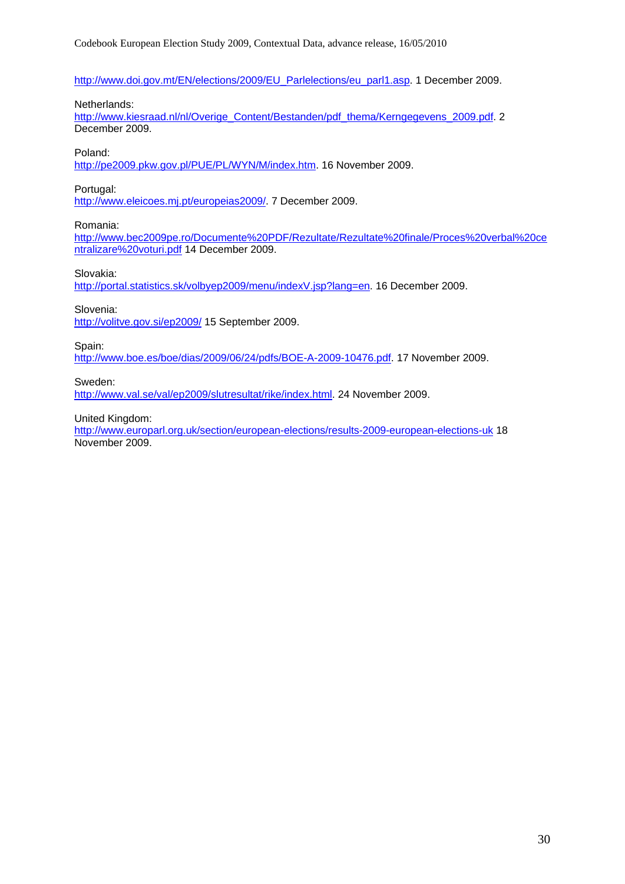http://www.doi.gov.mt/EN/elections/2009/EU_Parlelections/eu_parl1.asp. 1 December 2009.

Netherlands:
http://www.kiesraad.nl/nl/Overige_Content/Bestanden/pdf_thema/Kerngegevens_2009.pdf. 2 December 2009.

Poland:
http://pe2009.pkw.gov.pl/PUE/PL/WYN/M/index.htm. 16 November 2009.

Portugal:
http://www.eleicoes.mj.pt/europeias2009/. 7 December 2009.

Romania:
http://www.bec2009pe.ro/Documente%20PDF/Rezultate/Rezultate%20finale/Proces%20verbal%20centralizare%20voturi.pdf 14 December 2009.

Slovakia:
http://portal.statistics.sk/volbyep2009/menu/indexV.jsp?lang=en. 16 December 2009.

Slovenia:
http://volitve.gov.si/ep2009/ 15 September 2009.

Spain:
http://www.boe.es/boe/dias/2009/06/24/pdfs/BOE-A-2009-10476.pdf. 17 November 2009.

Sweden:
http://www.val.se/val/ep2009/slutresultat/rike/index.html. 24 November 2009.

United Kingdom:
http://www.europarl.org.uk/section/european-elections/results-2009-european-elections-uk 18 November 2009.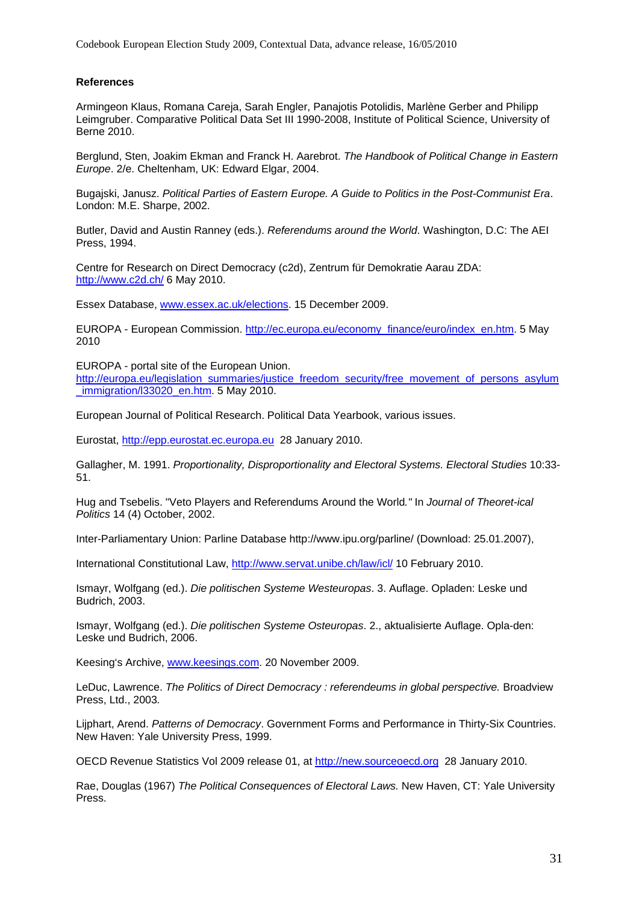**References**

Armingeon Klaus, Romana Careja, Sarah Engler, Panajotis Potolidis, Marlène Gerber and Philipp Leimgruber. Comparative Political Data Set III 1990-2008, Institute of Political Science, University of Berne 2010.

Berglund, Sten, Joakim Ekman and Franck H. Aarebrot. *The Handbook of Political Change in Eastern Europe*. 2/e. Cheltenham, UK: Edward Elgar, 2004.

Bugajski, Janusz. *Political Parties of Eastern Europe. A Guide to Politics in the Post-Communist Era*. London: M.E. Sharpe, 2002.

Butler, David and Austin Ranney (eds.). *Referendums around the World*. Washington, D.C: The AEI Press, 1994.

Centre for Research on Direct Democracy (c2d), Zentrum für Demokratie Aarau ZDA: http://www.c2d.ch/ 6 May 2010.

Essex Database, www.essex.ac.uk/elections. 15 December 2009.

EUROPA - European Commission. http://ec.europa.eu/economy_finance/euro/index_en.htm. 5 May 2010

EUROPA - portal site of the European Union. http://europa.eu/legislation_summaries/justice_freedom_security/free_movement_of_persons_asylum_immigration/l33020_en.htm. 5 May 2010.

European Journal of Political Research. Political Data Yearbook, various issues.

Eurostat, http://epp.eurostat.ec.europa.eu 28 January 2010.

Gallagher, M. 1991. *Proportionality, Disproportionality and Electoral Systems. Electoral Studies* 10:33-51.

Hug and Tsebelis. "Veto Players and Referendums Around the World*."* In *Journal of Theoret-ical Politics* 14 (4) October, 2002.

Inter-Parliamentary Union: Parline Database http://www.ipu.org/parline/ (Download: 25.01.2007),

International Constitutional Law, http://www.servat.unibe.ch/law/icl/ 10 February 2010.

Ismayr, Wolfgang (ed.). *Die politischen Systeme Westeuropas*. 3. Auflage. Opladen: Leske und Budrich, 2003.

Ismayr, Wolfgang (ed.). *Die politischen Systeme Osteuropas*. 2., aktualisierte Auflage. Opla-den: Leske und Budrich, 2006.

Keesing's Archive, www.keesings.com. 20 November 2009.

LeDuc, Lawrence. *The Politics of Direct Democracy : referendeums in global perspective.* Broadview Press, Ltd., 2003*.*

Lijphart, Arend. *Patterns of Democracy*. Government Forms and Performance in Thirty-Six Countries. New Haven: Yale University Press, 1999.

OECD Revenue Statistics Vol 2009 release 01, at http://new.sourceoecd.org 28 January 2010.

Rae, Douglas (1967) *The Political Consequences of Electoral Laws.* New Haven, CT: Yale University Press.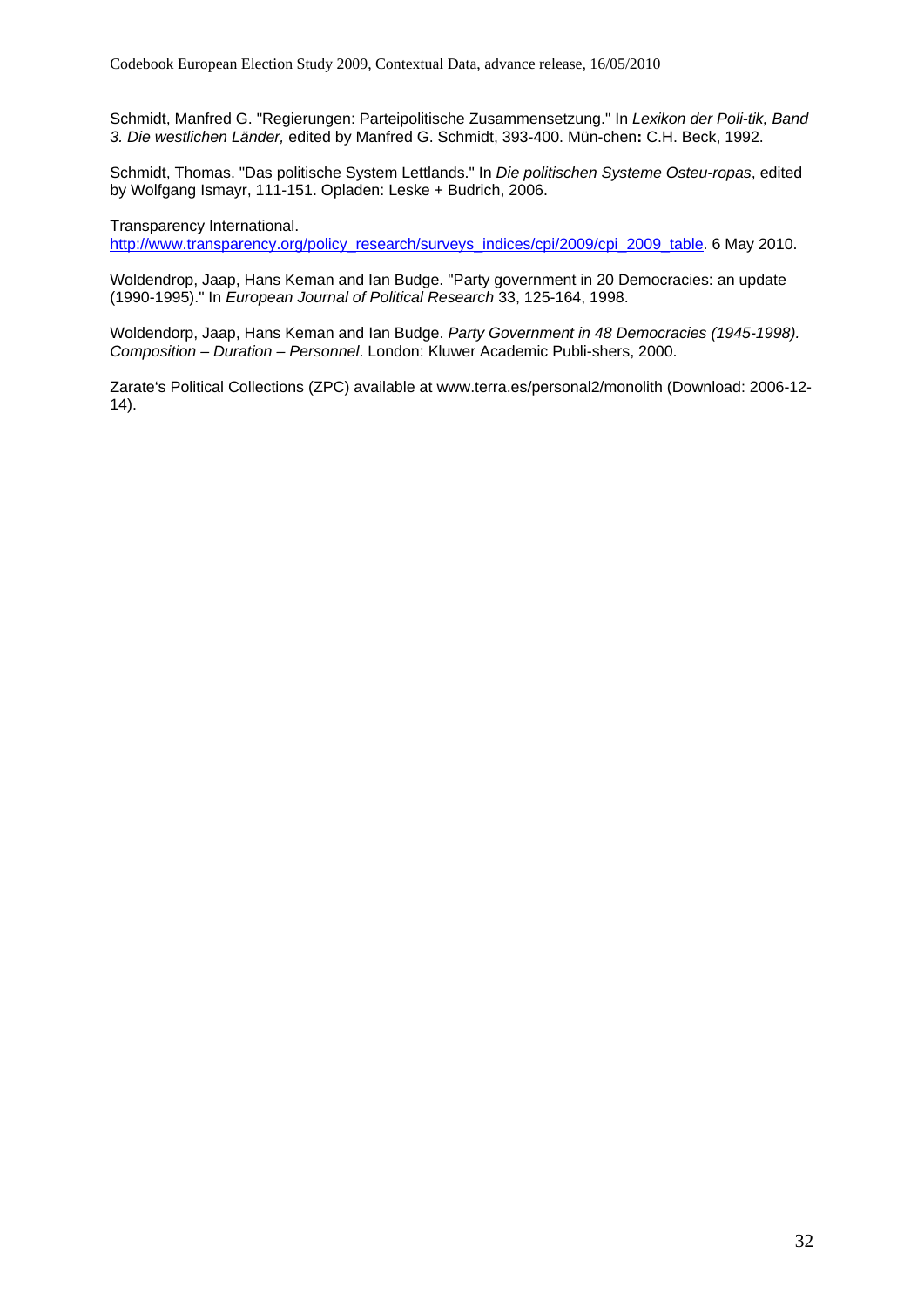Schmidt, Manfred G. "Regierungen: Parteipolitische Zusammensetzung." In *Lexikon der Poli-tik, Band 3. Die westlichen Länder,* edited by Manfred G. Schmidt, 393-400. Mün-chen**:** C.H. Beck, 1992.

Schmidt, Thomas. "Das politische System Lettlands." In *Die politischen Systeme Osteu-ropas*, edited by Wolfgang Ismayr, 111-151. Opladen: Leske + Budrich, 2006.

Transparency International.
http://www.transparency.org/policy_research/surveys_indices/cpi/2009/cpi_2009_table. 6 May 2010.

Woldendrop, Jaap, Hans Keman and Ian Budge. "Party government in 20 Democracies: an update (1990-1995)." In *European Journal of Political Research* 33, 125-164, 1998.

Woldendorp, Jaap, Hans Keman and Ian Budge. *Party Government in 48 Democracies (1945-1998). Composition – Duration – Personnel*. London: Kluwer Academic Publi-shers, 2000.

Zarate's Political Collections (ZPC) available at www.terra.es/personal2/monolith (Download: 2006-12-14).